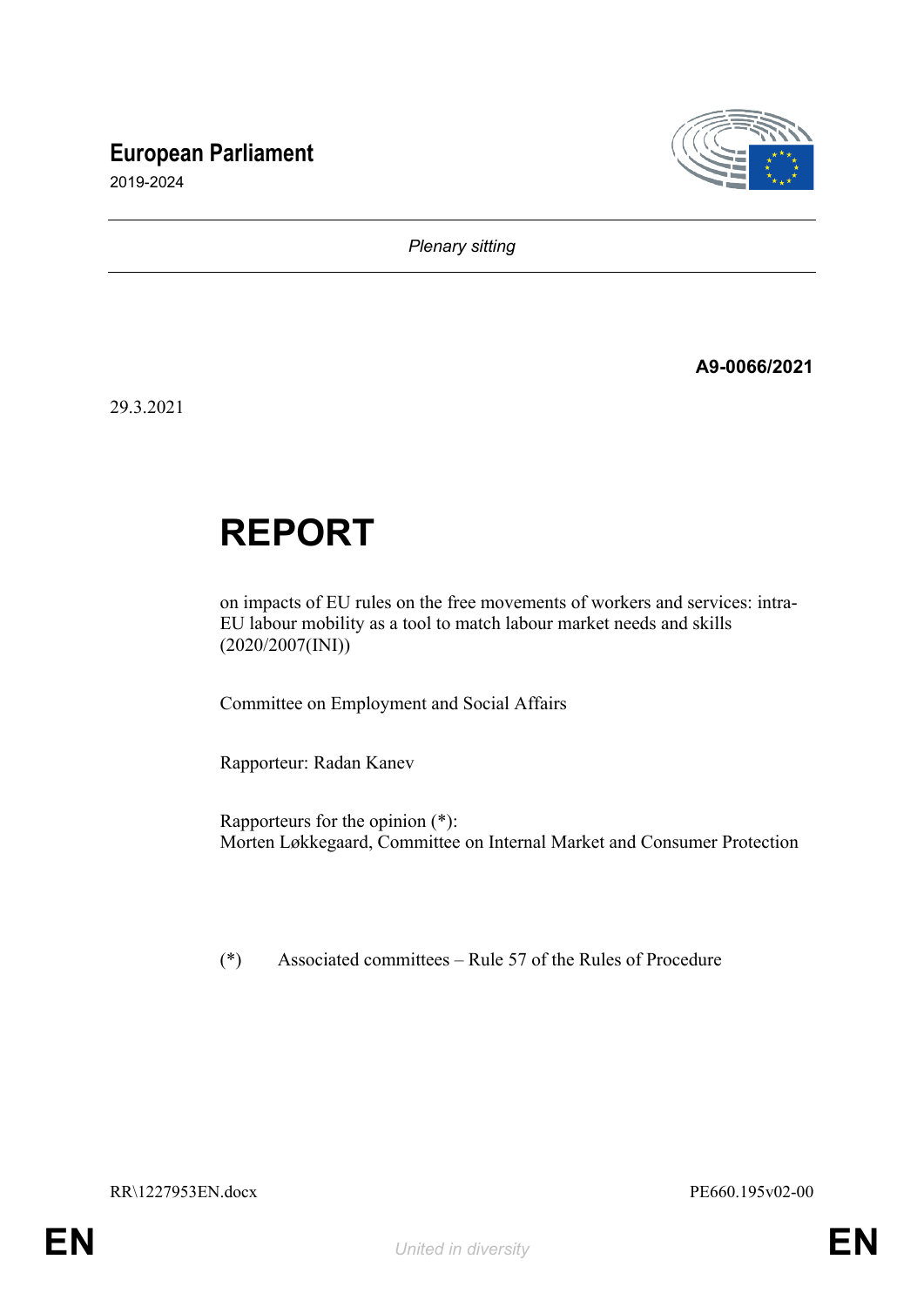**European Parliament**
2019-2024

*Plenary sitting*

**A9-0066/2021**

29.3.2021

# REPORT

on impacts of EU rules on the free movements of workers and services: intra-EU labour mobility as a tool to match labour market needs and skills (2020/2007(INI))

Committee on Employment and Social Affairs

Rapporteur: Radan Kanev

Rapporteurs for the opinion (*):
Morten Løkkegaard, Committee on Internal Market and Consumer Protection

(*) Associated committees – Rule 57 of the Rules of Procedure

RR\1227953EN.docx PE660.195v02-00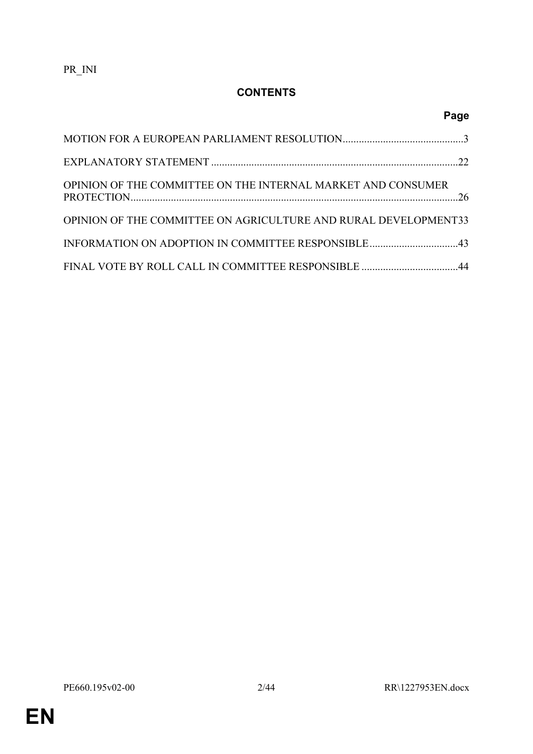PR_INI

# CONTENTS

| | Page |
|---|---|
| MOTION FOR A EUROPEAN PARLIAMENT RESOLUTION | 3 |
| EXPLANATORY STATEMENT | 22 |
| OPINION OF THE COMMITTEE ON THE INTERNAL MARKET AND CONSUMER PROTECTION | 26 |
| OPINION OF THE COMMITTEE ON AGRICULTURE AND RURAL DEVELOPMENT | 33 |
| INFORMATION ON ADOPTION IN COMMITTEE RESPONSIBLE | 43 |
| FINAL VOTE BY ROLL CALL IN COMMITTEE RESPONSIBLE | 44 |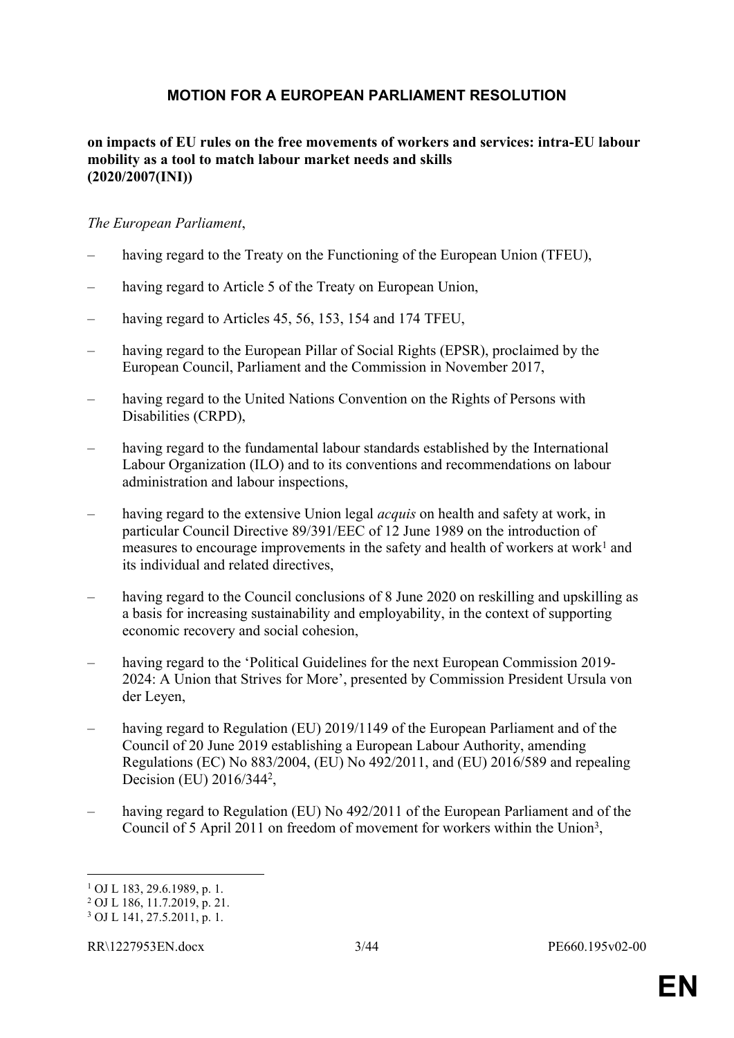# MOTION FOR A EUROPEAN PARLIAMENT RESOLUTION

**on impacts of EU rules on the free movements of workers and services: intra-EU labour mobility as a tool to match labour market needs and skills (2020/2007(INI))**

*The European Parliament*,

– having regard to the Treaty on the Functioning of the European Union (TFEU),

– having regard to Article 5 of the Treaty on European Union,

– having regard to Articles 45, 56, 153, 154 and 174 TFEU,

– having regard to the European Pillar of Social Rights (EPSR), proclaimed by the European Council, Parliament and the Commission in November 2017,

– having regard to the United Nations Convention on the Rights of Persons with Disabilities (CRPD),

– having regard to the fundamental labour standards established by the International Labour Organization (ILO) and to its conventions and recommendations on labour administration and labour inspections,

– having regard to the extensive Union legal *acquis* on health and safety at work, in particular Council Directive 89/391/EEC of 12 June 1989 on the introduction of measures to encourage improvements in the safety and health of workers at work[1] and its individual and related directives,

– having regard to the Council conclusions of 8 June 2020 on reskilling and upskilling as a basis for increasing sustainability and employability, in the context of supporting economic recovery and social cohesion,

– having regard to the 'Political Guidelines for the next European Commission 2019-2024: A Union that Strives for More', presented by Commission President Ursula von der Leyen,

– having regard to Regulation (EU) 2019/1149 of the European Parliament and of the Council of 20 June 2019 establishing a European Labour Authority, amending Regulations (EC) No 883/2004, (EU) No 492/2011, and (EU) 2016/589 and repealing Decision (EU) 2016/344[2],

– having regard to Regulation (EU) No 492/2011 of the European Parliament and of the Council of 5 April 2011 on freedom of movement for workers within the Union[3],

---

[1] OJ L 183, 29.6.1989, p. 1.
[2] OJ L 186, 11.7.2019, p. 21.
[3] OJ L 141, 27.5.2011, p. 1.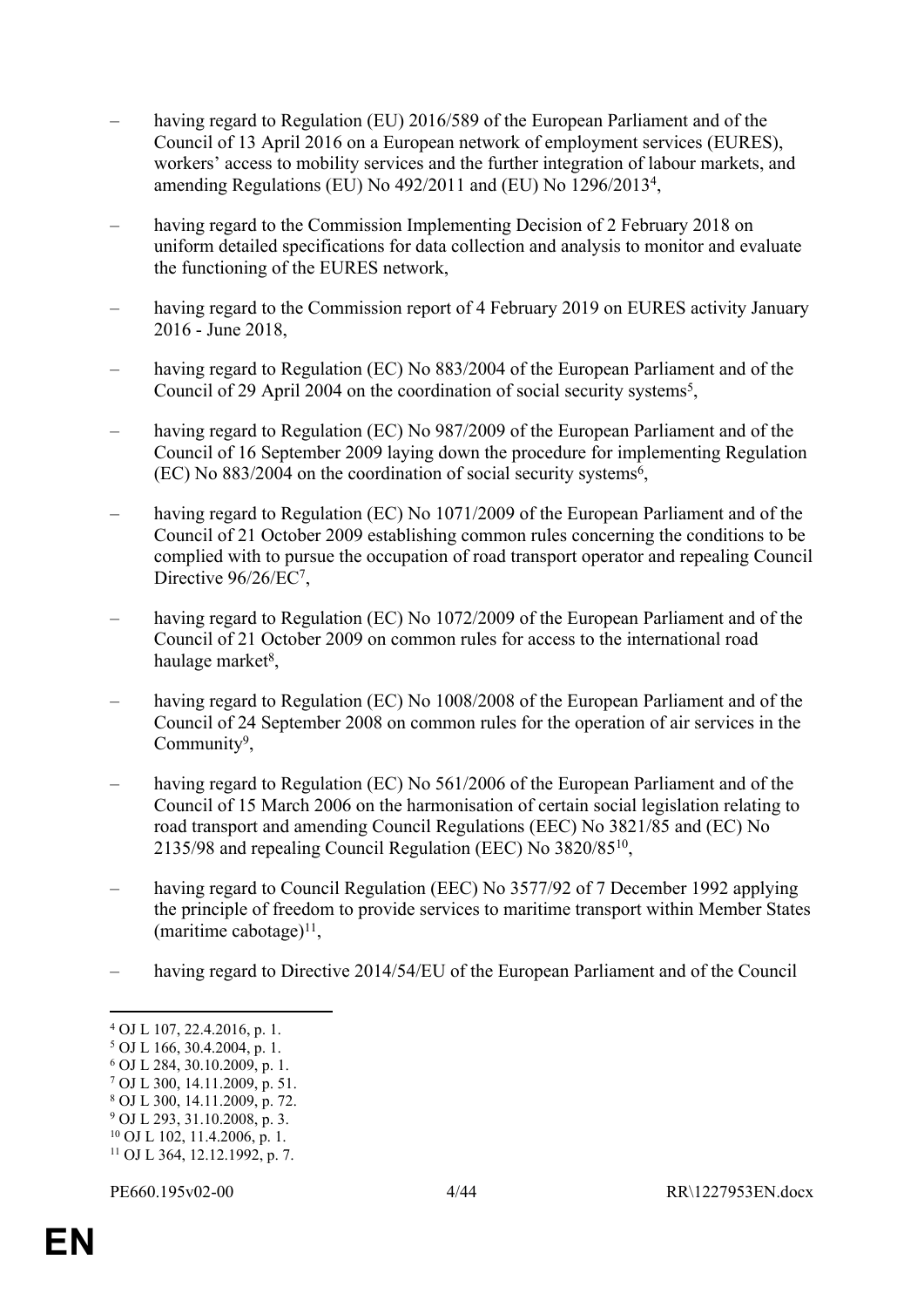– having regard to Regulation (EU) 2016/589 of the European Parliament and of the Council of 13 April 2016 on a European network of employment services (EURES), workers' access to mobility services and the further integration of labour markets, and amending Regulations (EU) No 492/2011 and (EU) No 1296/2013[4],

– having regard to the Commission Implementing Decision of 2 February 2018 on uniform detailed specifications for data collection and analysis to monitor and evaluate the functioning of the EURES network,

– having regard to the Commission report of 4 February 2019 on EURES activity January 2016 - June 2018,

– having regard to Regulation (EC) No 883/2004 of the European Parliament and of the Council of 29 April 2004 on the coordination of social security systems[5],

– having regard to Regulation (EC) No 987/2009 of the European Parliament and of the Council of 16 September 2009 laying down the procedure for implementing Regulation (EC) No 883/2004 on the coordination of social security systems[6],

– having regard to Regulation (EC) No 1071/2009 of the European Parliament and of the Council of 21 October 2009 establishing common rules concerning the conditions to be complied with to pursue the occupation of road transport operator and repealing Council Directive 96/26/EC[7],

– having regard to Regulation (EC) No 1072/2009 of the European Parliament and of the Council of 21 October 2009 on common rules for access to the international road haulage market[8],

– having regard to Regulation (EC) No 1008/2008 of the European Parliament and of the Council of 24 September 2008 on common rules for the operation of air services in the Community[9],

– having regard to Regulation (EC) No 561/2006 of the European Parliament and of the Council of 15 March 2006 on the harmonisation of certain social legislation relating to road transport and amending Council Regulations (EEC) No 3821/85 and (EC) No 2135/98 and repealing Council Regulation (EEC) No 3820/85[10],

– having regard to Council Regulation (EEC) No 3577/92 of 7 December 1992 applying the principle of freedom to provide services to maritime transport within Member States (maritime cabotage)[11],

– having regard to Directive 2014/54/EU of the European Parliament and of the Council

---

[4] OJ L 107, 22.4.2016, p. 1.
[5] OJ L 166, 30.4.2004, p. 1.
[6] OJ L 284, 30.10.2009, p. 1.
[7] OJ L 300, 14.11.2009, p. 51.
[8] OJ L 300, 14.11.2009, p. 72.
[9] OJ L 293, 31.10.2008, p. 3.
[10] OJ L 102, 11.4.2006, p. 1.
[11] OJ L 364, 12.12.1992, p. 7.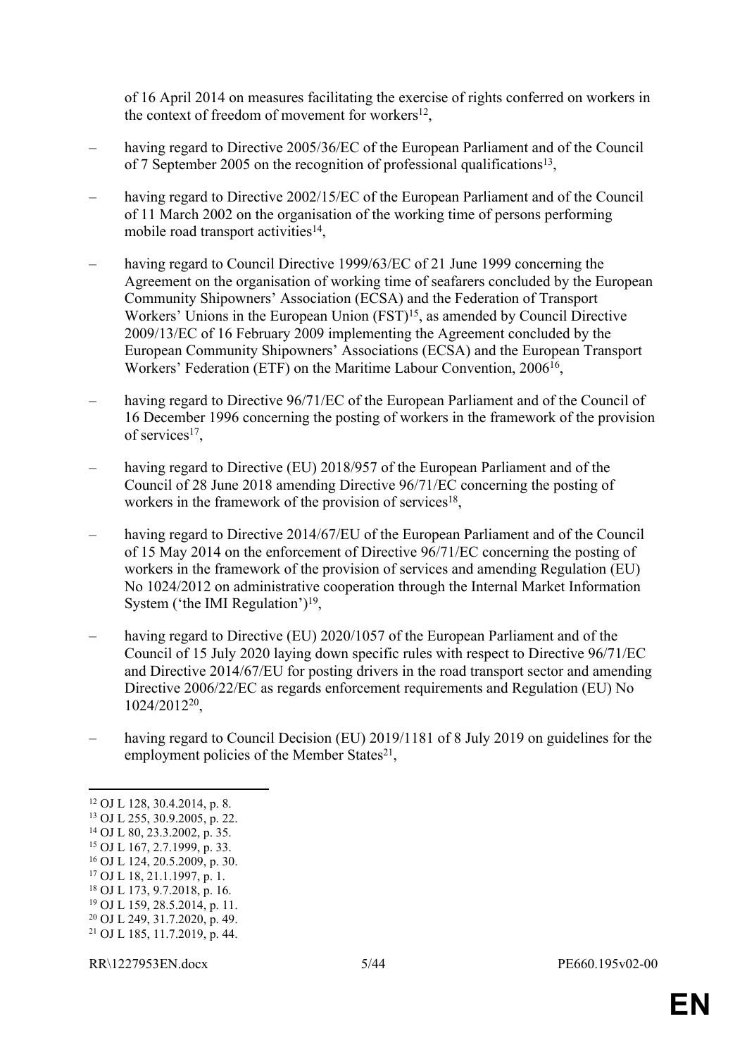of 16 April 2014 on measures facilitating the exercise of rights conferred on workers in the context of freedom of movement for workers[12],

– having regard to Directive 2005/36/EC of the European Parliament and of the Council of 7 September 2005 on the recognition of professional qualifications[13],

– having regard to Directive 2002/15/EC of the European Parliament and of the Council of 11 March 2002 on the organisation of the working time of persons performing mobile road transport activities[14],

– having regard to Council Directive 1999/63/EC of 21 June 1999 concerning the Agreement on the organisation of working time of seafarers concluded by the European Community Shipowners' Association (ECSA) and the Federation of Transport Workers' Unions in the European Union (FST)[15], as amended by Council Directive 2009/13/EC of 16 February 2009 implementing the Agreement concluded by the European Community Shipowners' Associations (ECSA) and the European Transport Workers' Federation (ETF) on the Maritime Labour Convention, 2006[16],

– having regard to Directive 96/71/EC of the European Parliament and of the Council of 16 December 1996 concerning the posting of workers in the framework of the provision of services[17],

– having regard to Directive (EU) 2018/957 of the European Parliament and of the Council of 28 June 2018 amending Directive 96/71/EC concerning the posting of workers in the framework of the provision of services[18],

– having regard to Directive 2014/67/EU of the European Parliament and of the Council of 15 May 2014 on the enforcement of Directive 96/71/EC concerning the posting of workers in the framework of the provision of services and amending Regulation (EU) No 1024/2012 on administrative cooperation through the Internal Market Information System ('the IMI Regulation')[19],

– having regard to Directive (EU) 2020/1057 of the European Parliament and of the Council of 15 July 2020 laying down specific rules with respect to Directive 96/71/EC and Directive 2014/67/EU for posting drivers in the road transport sector and amending Directive 2006/22/EC as regards enforcement requirements and Regulation (EU) No 1024/2012[20],

– having regard to Council Decision (EU) 2019/1181 of 8 July 2019 on guidelines for the employment policies of the Member States[21],

---

[12] OJ L 128, 30.4.2014, p. 8.
[13] OJ L 255, 30.9.2005, p. 22.
[14] OJ L 80, 23.3.2002, p. 35.
[15] OJ L 167, 2.7.1999, p. 33.
[16] OJ L 124, 20.5.2009, p. 30.
[17] OJ L 18, 21.1.1997, p. 1.
[18] OJ L 173, 9.7.2018, p. 16.
[19] OJ L 159, 28.5.2014, p. 11.
[20] OJ L 249, 31.7.2020, p. 49.
[21] OJ L 185, 11.7.2019, p. 44.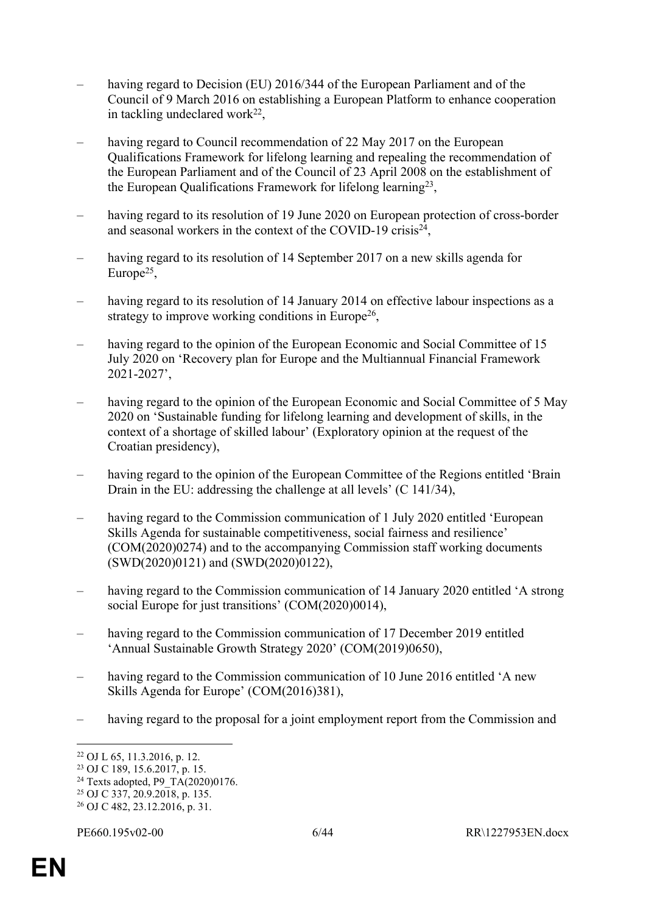– having regard to Decision (EU) 2016/344 of the European Parliament and of the Council of 9 March 2016 on establishing a European Platform to enhance cooperation in tackling undeclared work[22],

– having regard to Council recommendation of 22 May 2017 on the European Qualifications Framework for lifelong learning and repealing the recommendation of the European Parliament and of the Council of 23 April 2008 on the establishment of the European Qualifications Framework for lifelong learning[23],

– having regard to its resolution of 19 June 2020 on European protection of cross-border and seasonal workers in the context of the COVID-19 crisis[24],

– having regard to its resolution of 14 September 2017 on a new skills agenda for Europe[25],

– having regard to its resolution of 14 January 2014 on effective labour inspections as a strategy to improve working conditions in Europe[26],

– having regard to the opinion of the European Economic and Social Committee of 15 July 2020 on 'Recovery plan for Europe and the Multiannual Financial Framework 2021-2027',

– having regard to the opinion of the European Economic and Social Committee of 5 May 2020 on 'Sustainable funding for lifelong learning and development of skills, in the context of a shortage of skilled labour' (Exploratory opinion at the request of the Croatian presidency),

– having regard to the opinion of the European Committee of the Regions entitled 'Brain Drain in the EU: addressing the challenge at all levels' (C 141/34),

– having regard to the Commission communication of 1 July 2020 entitled 'European Skills Agenda for sustainable competitiveness, social fairness and resilience' (COM(2020)0274) and to the accompanying Commission staff working documents (SWD(2020)0121) and (SWD(2020)0122),

– having regard to the Commission communication of 14 January 2020 entitled 'A strong social Europe for just transitions' (COM(2020)0014),

– having regard to the Commission communication of 17 December 2019 entitled 'Annual Sustainable Growth Strategy 2020' (COM(2019)0650),

– having regard to the Commission communication of 10 June 2016 entitled 'A new Skills Agenda for Europe' (COM(2016)381),

– having regard to the proposal for a joint employment report from the Commission and

---

[22] OJ L 65, 11.3.2016, p. 12.
[23] OJ C 189, 15.6.2017, p. 15.
[24] Texts adopted, P9_TA(2020)0176.
[25] OJ C 337, 20.9.2018, p. 135.
[26] OJ C 482, 23.12.2016, p. 31.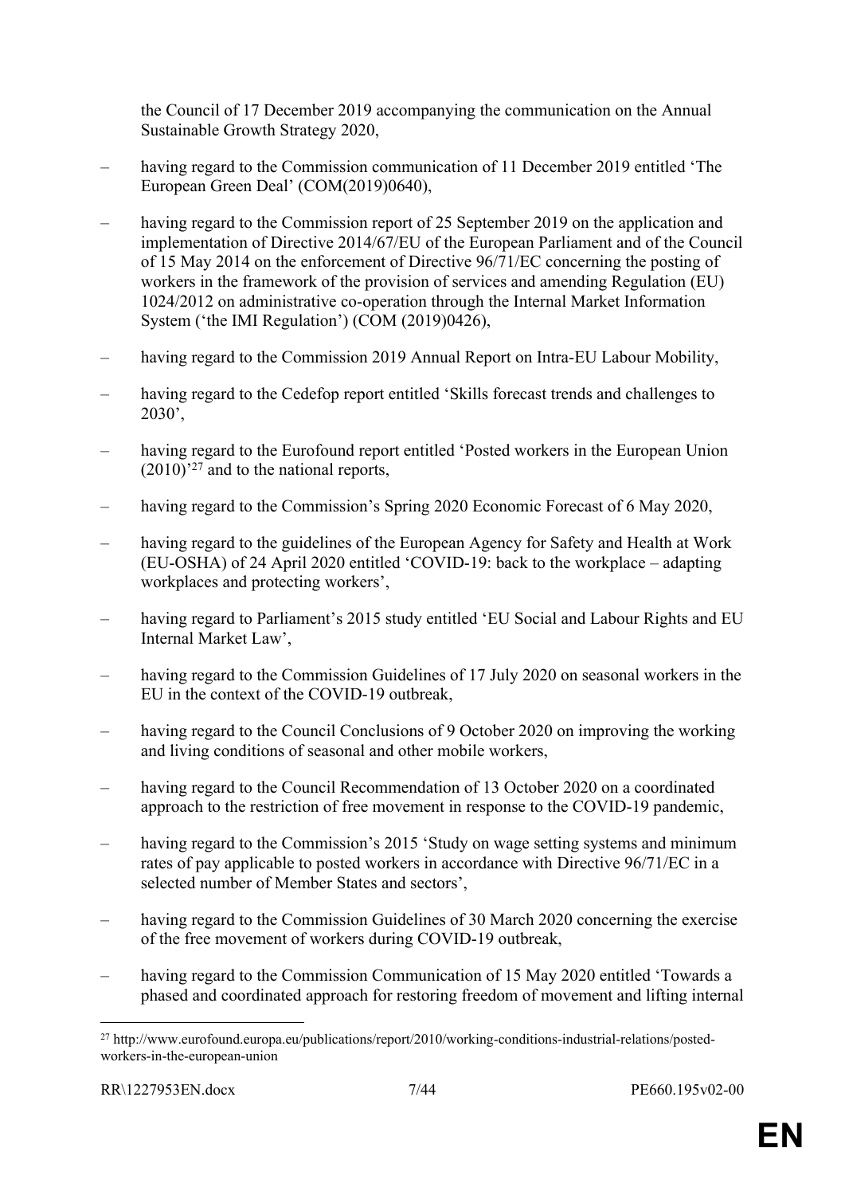the Council of 17 December 2019 accompanying the communication on the Annual Sustainable Growth Strategy 2020,

– having regard to the Commission communication of 11 December 2019 entitled 'The European Green Deal' (COM(2019)0640),

– having regard to the Commission report of 25 September 2019 on the application and implementation of Directive 2014/67/EU of the European Parliament and of the Council of 15 May 2014 on the enforcement of Directive 96/71/EC concerning the posting of workers in the framework of the provision of services and amending Regulation (EU) 1024/2012 on administrative co-operation through the Internal Market Information System ('the IMI Regulation') (COM (2019)0426),

– having regard to the Commission 2019 Annual Report on Intra-EU Labour Mobility,

– having regard to the Cedefop report entitled 'Skills forecast trends and challenges to 2030',

– having regard to the Eurofound report entitled 'Posted workers in the European Union (2010)'[27] and to the national reports,

– having regard to the Commission's Spring 2020 Economic Forecast of 6 May 2020,

– having regard to the guidelines of the European Agency for Safety and Health at Work (EU-OSHA) of 24 April 2020 entitled 'COVID-19: back to the workplace – adapting workplaces and protecting workers',

– having regard to Parliament's 2015 study entitled 'EU Social and Labour Rights and EU Internal Market Law',

– having regard to the Commission Guidelines of 17 July 2020 on seasonal workers in the EU in the context of the COVID-19 outbreak,

– having regard to the Council Conclusions of 9 October 2020 on improving the working and living conditions of seasonal and other mobile workers,

– having regard to the Council Recommendation of 13 October 2020 on a coordinated approach to the restriction of free movement in response to the COVID-19 pandemic,

– having regard to the Commission's 2015 'Study on wage setting systems and minimum rates of pay applicable to posted workers in accordance with Directive 96/71/EC in a selected number of Member States and sectors',

– having regard to the Commission Guidelines of 30 March 2020 concerning the exercise of the free movement of workers during COVID-19 outbreak,

– having regard to the Commission Communication of 15 May 2020 entitled 'Towards a phased and coordinated approach for restoring freedom of movement and lifting internal

[27] http://www.eurofound.europa.eu/publications/report/2010/working-conditions-industrial-relations/posted-workers-in-the-european-union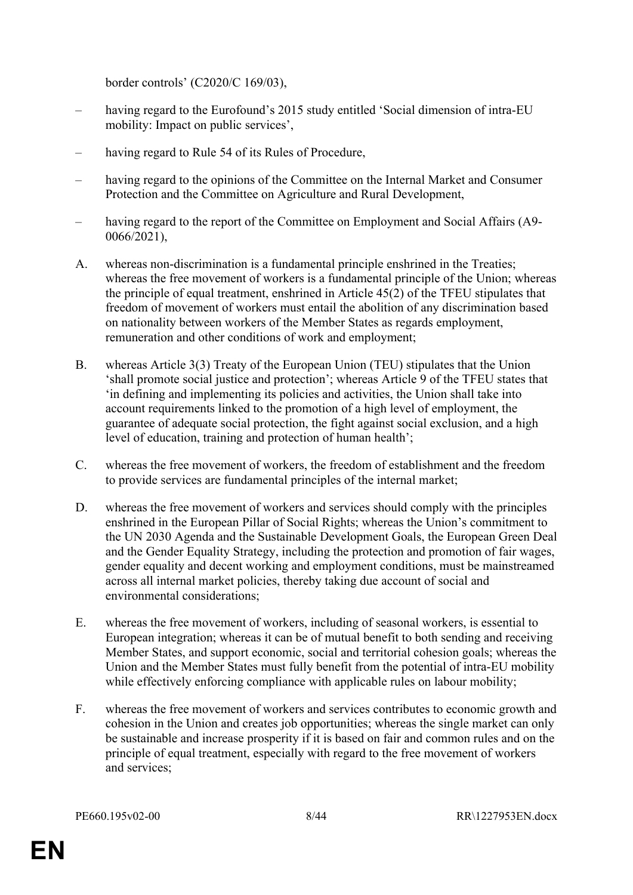border controls' (C2020/C 169/03),

– having regard to the Eurofound's 2015 study entitled 'Social dimension of intra-EU mobility: Impact on public services',

– having regard to Rule 54 of its Rules of Procedure,

– having regard to the opinions of the Committee on the Internal Market and Consumer Protection and the Committee on Agriculture and Rural Development,

– having regard to the report of the Committee on Employment and Social Affairs (A9-0066/2021),

A. whereas non-discrimination is a fundamental principle enshrined in the Treaties; whereas the free movement of workers is a fundamental principle of the Union; whereas the principle of equal treatment, enshrined in Article 45(2) of the TFEU stipulates that freedom of movement of workers must entail the abolition of any discrimination based on nationality between workers of the Member States as regards employment, remuneration and other conditions of work and employment;

B. whereas Article 3(3) Treaty of the European Union (TEU) stipulates that the Union 'shall promote social justice and protection'; whereas Article 9 of the TFEU states that 'in defining and implementing its policies and activities, the Union shall take into account requirements linked to the promotion of a high level of employment, the guarantee of adequate social protection, the fight against social exclusion, and a high level of education, training and protection of human health';

C. whereas the free movement of workers, the freedom of establishment and the freedom to provide services are fundamental principles of the internal market;

D. whereas the free movement of workers and services should comply with the principles enshrined in the European Pillar of Social Rights; whereas the Union's commitment to the UN 2030 Agenda and the Sustainable Development Goals, the European Green Deal and the Gender Equality Strategy, including the protection and promotion of fair wages, gender equality and decent working and employment conditions, must be mainstreamed across all internal market policies, thereby taking due account of social and environmental considerations;

E. whereas the free movement of workers, including of seasonal workers, is essential to European integration; whereas it can be of mutual benefit to both sending and receiving Member States, and support economic, social and territorial cohesion goals; whereas the Union and the Member States must fully benefit from the potential of intra-EU mobility while effectively enforcing compliance with applicable rules on labour mobility;

F. whereas the free movement of workers and services contributes to economic growth and cohesion in the Union and creates job opportunities; whereas the single market can only be sustainable and increase prosperity if it is based on fair and common rules and on the principle of equal treatment, especially with regard to the free movement of workers and services;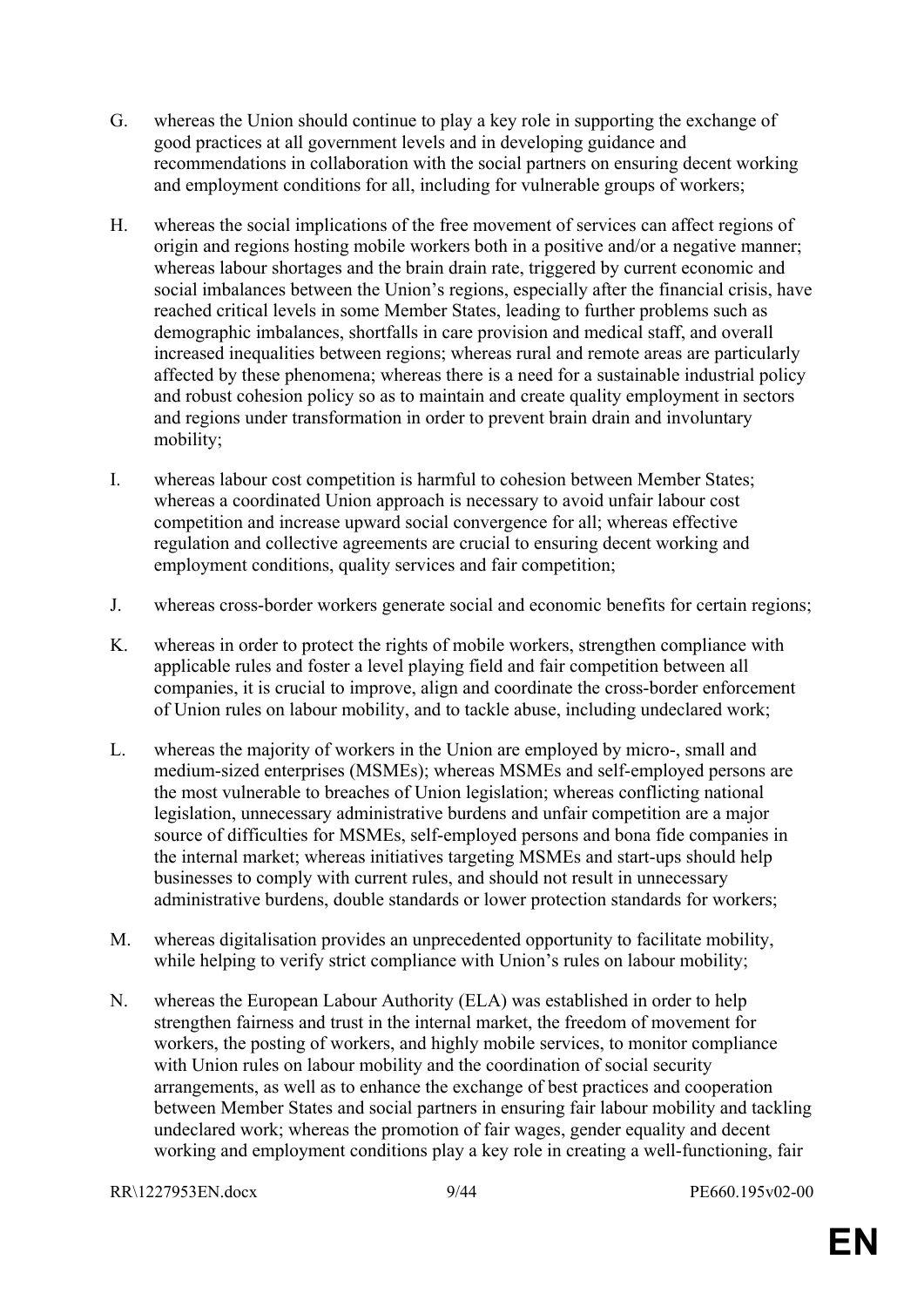G. whereas the Union should continue to play a key role in supporting the exchange of good practices at all government levels and in developing guidance and recommendations in collaboration with the social partners on ensuring decent working and employment conditions for all, including for vulnerable groups of workers;

H. whereas the social implications of the free movement of services can affect regions of origin and regions hosting mobile workers both in a positive and/or a negative manner; whereas labour shortages and the brain drain rate, triggered by current economic and social imbalances between the Union's regions, especially after the financial crisis, have reached critical levels in some Member States, leading to further problems such as demographic imbalances, shortfalls in care provision and medical staff, and overall increased inequalities between regions; whereas rural and remote areas are particularly affected by these phenomena; whereas there is a need for a sustainable industrial policy and robust cohesion policy so as to maintain and create quality employment in sectors and regions under transformation in order to prevent brain drain and involuntary mobility;

I. whereas labour cost competition is harmful to cohesion between Member States; whereas a coordinated Union approach is necessary to avoid unfair labour cost competition and increase upward social convergence for all; whereas effective regulation and collective agreements are crucial to ensuring decent working and employment conditions, quality services and fair competition;

J. whereas cross-border workers generate social and economic benefits for certain regions;

K. whereas in order to protect the rights of mobile workers, strengthen compliance with applicable rules and foster a level playing field and fair competition between all companies, it is crucial to improve, align and coordinate the cross-border enforcement of Union rules on labour mobility, and to tackle abuse, including undeclared work;

L. whereas the majority of workers in the Union are employed by micro-, small and medium-sized enterprises (MSMEs); whereas MSMEs and self-employed persons are the most vulnerable to breaches of Union legislation; whereas conflicting national legislation, unnecessary administrative burdens and unfair competition are a major source of difficulties for MSMEs, self-employed persons and bona fide companies in the internal market; whereas initiatives targeting MSMEs and start-ups should help businesses to comply with current rules, and should not result in unnecessary administrative burdens, double standards or lower protection standards for workers;

M. whereas digitalisation provides an unprecedented opportunity to facilitate mobility, while helping to verify strict compliance with Union's rules on labour mobility;

N. whereas the European Labour Authority (ELA) was established in order to help strengthen fairness and trust in the internal market, the freedom of movement for workers, the posting of workers, and highly mobile services, to monitor compliance with Union rules on labour mobility and the coordination of social security arrangements, as well as to enhance the exchange of best practices and cooperation between Member States and social partners in ensuring fair labour mobility and tackling undeclared work; whereas the promotion of fair wages, gender equality and decent working and employment conditions play a key role in creating a well-functioning, fair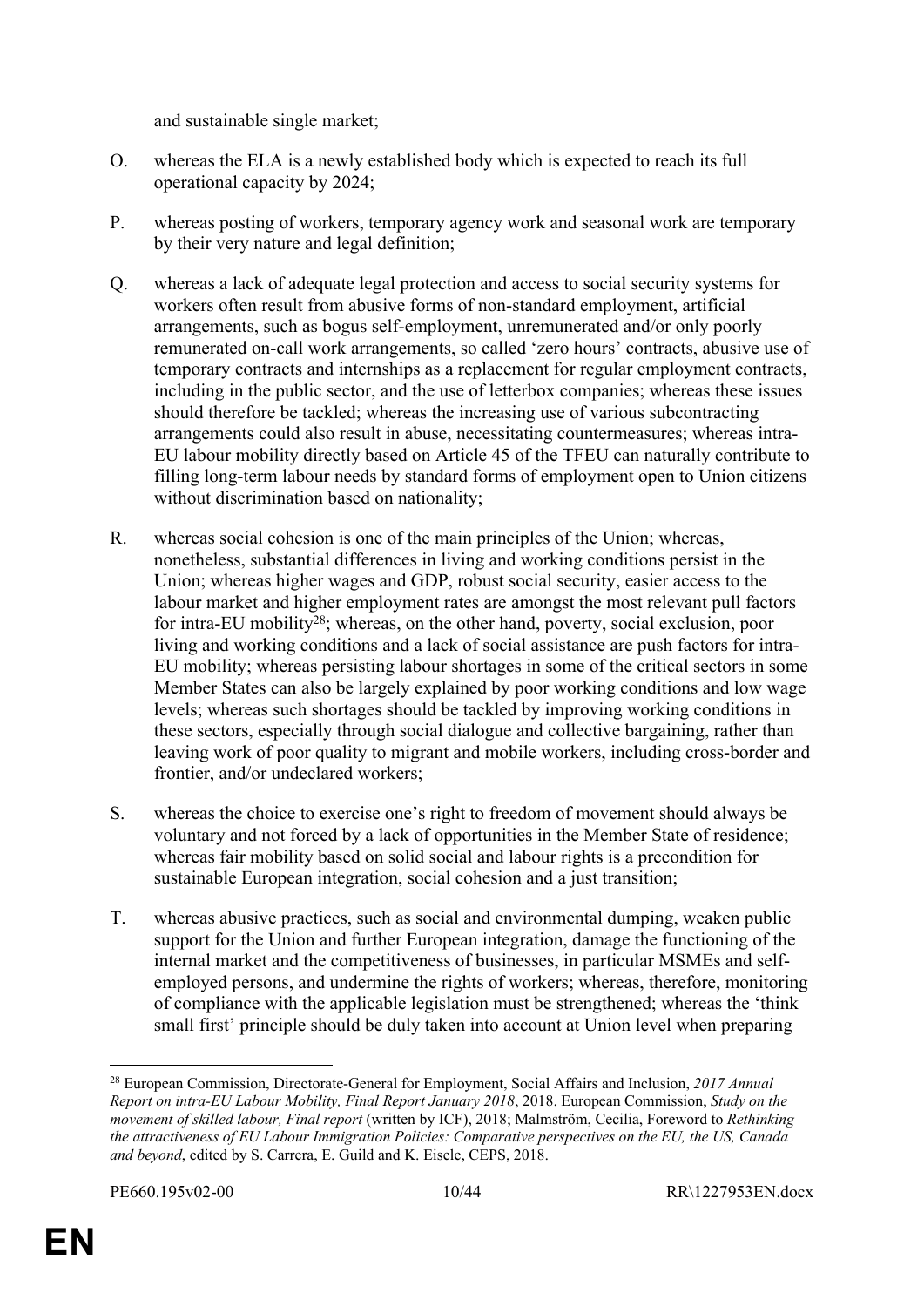and sustainable single market;

O. whereas the ELA is a newly established body which is expected to reach its full operational capacity by 2024;

P. whereas posting of workers, temporary agency work and seasonal work are temporary by their very nature and legal definition;

Q. whereas a lack of adequate legal protection and access to social security systems for workers often result from abusive forms of non-standard employment, artificial arrangements, such as bogus self-employment, unremunerated and/or only poorly remunerated on-call work arrangements, so called 'zero hours' contracts, abusive use of temporary contracts and internships as a replacement for regular employment contracts, including in the public sector, and the use of letterbox companies; whereas these issues should therefore be tackled; whereas the increasing use of various subcontracting arrangements could also result in abuse, necessitating countermeasures; whereas intra-EU labour mobility directly based on Article 45 of the TFEU can naturally contribute to filling long-term labour needs by standard forms of employment open to Union citizens without discrimination based on nationality;

R. whereas social cohesion is one of the main principles of the Union; whereas, nonetheless, substantial differences in living and working conditions persist in the Union; whereas higher wages and GDP, robust social security, easier access to the labour market and higher employment rates are amongst the most relevant pull factors for intra-EU mobility[28]; whereas, on the other hand, poverty, social exclusion, poor living and working conditions and a lack of social assistance are push factors for intra-EU mobility; whereas persisting labour shortages in some of the critical sectors in some Member States can also be largely explained by poor working conditions and low wage levels; whereas such shortages should be tackled by improving working conditions in these sectors, especially through social dialogue and collective bargaining, rather than leaving work of poor quality to migrant and mobile workers, including cross-border and frontier, and/or undeclared workers;

S. whereas the choice to exercise one's right to freedom of movement should always be voluntary and not forced by a lack of opportunities in the Member State of residence; whereas fair mobility based on solid social and labour rights is a precondition for sustainable European integration, social cohesion and a just transition;

T. whereas abusive practices, such as social and environmental dumping, weaken public support for the Union and further European integration, damage the functioning of the internal market and the competitiveness of businesses, in particular MSMEs and self-employed persons, and undermine the rights of workers; whereas, therefore, monitoring of compliance with the applicable legislation must be strengthened; whereas the 'think small first' principle should be duly taken into account at Union level when preparing

---

[28] European Commission, Directorate-General for Employment, Social Affairs and Inclusion, *2017 Annual Report on intra-EU Labour Mobility, Final Report January 2018*, 2018. European Commission, *Study on the movement of skilled labour, Final report* (written by ICF), 2018; Malmström, Cecilia, Foreword to *Rethinking the attractiveness of EU Labour Immigration Policies: Comparative perspectives on the EU, the US, Canada and beyond*, edited by S. Carrera, E. Guild and K. Eisele, CEPS, 2018.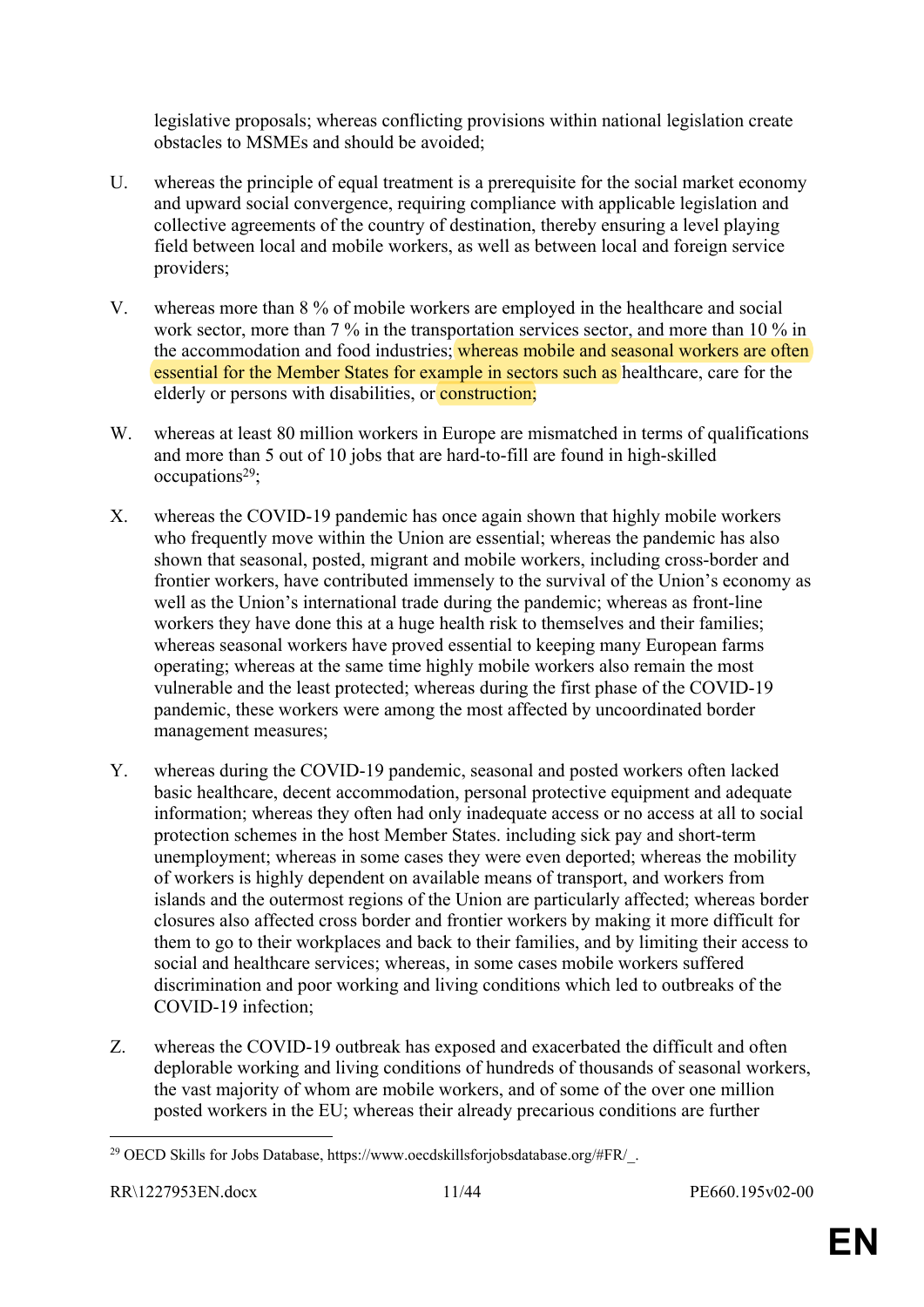legislative proposals; whereas conflicting provisions within national legislation create obstacles to MSMEs and should be avoided;

U. whereas the principle of equal treatment is a prerequisite for the social market economy and upward social convergence, requiring compliance with applicable legislation and collective agreements of the country of destination, thereby ensuring a level playing field between local and mobile workers, as well as between local and foreign service providers;

V. whereas more than 8 % of mobile workers are employed in the healthcare and social work sector, more than 7 % in the transportation services sector, and more than 10 % in the accommodation and food industries; whereas mobile and seasonal workers are often essential for the Member States for example in sectors such as healthcare, care for the elderly or persons with disabilities, or construction;

W. whereas at least 80 million workers in Europe are mismatched in terms of qualifications and more than 5 out of 10 jobs that are hard-to-fill are found in high-skilled occupations[29];

X. whereas the COVID-19 pandemic has once again shown that highly mobile workers who frequently move within the Union are essential; whereas the pandemic has also shown that seasonal, posted, migrant and mobile workers, including cross-border and frontier workers, have contributed immensely to the survival of the Union's economy as well as the Union's international trade during the pandemic; whereas as front-line workers they have done this at a huge health risk to themselves and their families; whereas seasonal workers have proved essential to keeping many European farms operating; whereas at the same time highly mobile workers also remain the most vulnerable and the least protected; whereas during the first phase of the COVID-19 pandemic, these workers were among the most affected by uncoordinated border management measures;

Y. whereas during the COVID-19 pandemic, seasonal and posted workers often lacked basic healthcare, decent accommodation, personal protective equipment and adequate information; whereas they often had only inadequate access or no access at all to social protection schemes in the host Member States. including sick pay and short-term unemployment; whereas in some cases they were even deported; whereas the mobility of workers is highly dependent on available means of transport, and workers from islands and the outermost regions of the Union are particularly affected; whereas border closures also affected cross border and frontier workers by making it more difficult for them to go to their workplaces and back to their families, and by limiting their access to social and healthcare services; whereas, in some cases mobile workers suffered discrimination and poor working and living conditions which led to outbreaks of the COVID-19 infection;

Z. whereas the COVID-19 outbreak has exposed and exacerbated the difficult and often deplorable working and living conditions of hundreds of thousands of seasonal workers, the vast majority of whom are mobile workers, and of some of the over one million posted workers in the EU; whereas their already precarious conditions are further

---

[29] OECD Skills for Jobs Database, https://www.oecdskillsforjobsdatabase.org/#FR/_.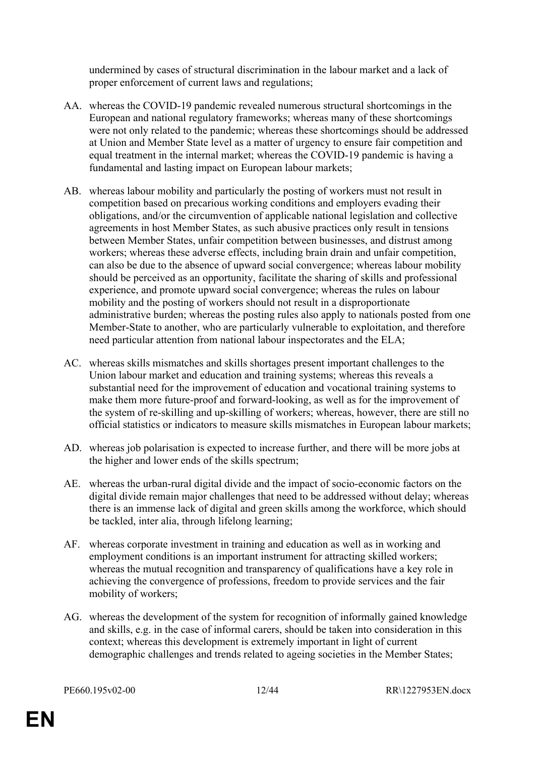undermined by cases of structural discrimination in the labour market and a lack of proper enforcement of current laws and regulations;

AA. whereas the COVID-19 pandemic revealed numerous structural shortcomings in the European and national regulatory frameworks; whereas many of these shortcomings were not only related to the pandemic; whereas these shortcomings should be addressed at Union and Member State level as a matter of urgency to ensure fair competition and equal treatment in the internal market; whereas the COVID-19 pandemic is having a fundamental and lasting impact on European labour markets;

AB. whereas labour mobility and particularly the posting of workers must not result in competition based on precarious working conditions and employers evading their obligations, and/or the circumvention of applicable national legislation and collective agreements in host Member States, as such abusive practices only result in tensions between Member States, unfair competition between businesses, and distrust among workers; whereas these adverse effects, including brain drain and unfair competition, can also be due to the absence of upward social convergence; whereas labour mobility should be perceived as an opportunity, facilitate the sharing of skills and professional experience, and promote upward social convergence; whereas the rules on labour mobility and the posting of workers should not result in a disproportionate administrative burden; whereas the posting rules also apply to nationals posted from one Member-State to another, who are particularly vulnerable to exploitation, and therefore need particular attention from national labour inspectorates and the ELA;

AC. whereas skills mismatches and skills shortages present important challenges to the Union labour market and education and training systems; whereas this reveals a substantial need for the improvement of education and vocational training systems to make them more future-proof and forward-looking, as well as for the improvement of the system of re-skilling and up-skilling of workers; whereas, however, there are still no official statistics or indicators to measure skills mismatches in European labour markets;

AD. whereas job polarisation is expected to increase further, and there will be more jobs at the higher and lower ends of the skills spectrum;

AE. whereas the urban-rural digital divide and the impact of socio-economic factors on the digital divide remain major challenges that need to be addressed without delay; whereas there is an immense lack of digital and green skills among the workforce, which should be tackled, inter alia, through lifelong learning;

AF. whereas corporate investment in training and education as well as in working and employment conditions is an important instrument for attracting skilled workers; whereas the mutual recognition and transparency of qualifications have a key role in achieving the convergence of professions, freedom to provide services and the fair mobility of workers;

AG. whereas the development of the system for recognition of informally gained knowledge and skills, e.g. in the case of informal carers, should be taken into consideration in this context; whereas this development is extremely important in light of current demographic challenges and trends related to ageing societies in the Member States;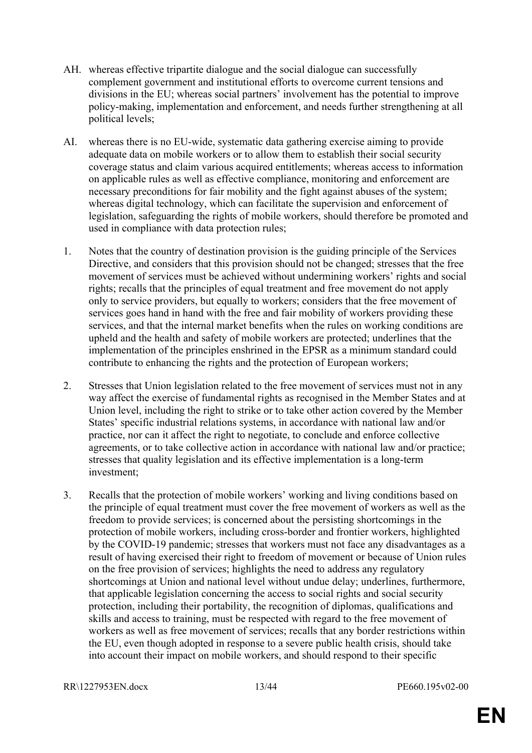AH. whereas effective tripartite dialogue and the social dialogue can successfully complement government and institutional efforts to overcome current tensions and divisions in the EU; whereas social partners' involvement has the potential to improve policy-making, implementation and enforcement, and needs further strengthening at all political levels;

AI. whereas there is no EU-wide, systematic data gathering exercise aiming to provide adequate data on mobile workers or to allow them to establish their social security coverage status and claim various acquired entitlements; whereas access to information on applicable rules as well as effective compliance, monitoring and enforcement are necessary preconditions for fair mobility and the fight against abuses of the system; whereas digital technology, which can facilitate the supervision and enforcement of legislation, safeguarding the rights of mobile workers, should therefore be promoted and used in compliance with data protection rules;

1. Notes that the country of destination provision is the guiding principle of the Services Directive, and considers that this provision should not be changed; stresses that the free movement of services must be achieved without undermining workers' rights and social rights; recalls that the principles of equal treatment and free movement do not apply only to service providers, but equally to workers; considers that the free movement of services goes hand in hand with the free and fair mobility of workers providing these services, and that the internal market benefits when the rules on working conditions are upheld and the health and safety of mobile workers are protected; underlines that the implementation of the principles enshrined in the EPSR as a minimum standard could contribute to enhancing the rights and the protection of European workers;

2. Stresses that Union legislation related to the free movement of services must not in any way affect the exercise of fundamental rights as recognised in the Member States and at Union level, including the right to strike or to take other action covered by the Member States' specific industrial relations systems, in accordance with national law and/or practice, nor can it affect the right to negotiate, to conclude and enforce collective agreements, or to take collective action in accordance with national law and/or practice; stresses that quality legislation and its effective implementation is a long-term investment;

3. Recalls that the protection of mobile workers' working and living conditions based on the principle of equal treatment must cover the free movement of workers as well as the freedom to provide services; is concerned about the persisting shortcomings in the protection of mobile workers, including cross-border and frontier workers, highlighted by the COVID-19 pandemic; stresses that workers must not face any disadvantages as a result of having exercised their right to freedom of movement or because of Union rules on the free provision of services; highlights the need to address any regulatory shortcomings at Union and national level without undue delay; underlines, furthermore, that applicable legislation concerning the access to social rights and social security protection, including their portability, the recognition of diplomas, qualifications and skills and access to training, must be respected with regard to the free movement of workers as well as free movement of services; recalls that any border restrictions within the EU, even though adopted in response to a severe public health crisis, should take into account their impact on mobile workers, and should respond to their specific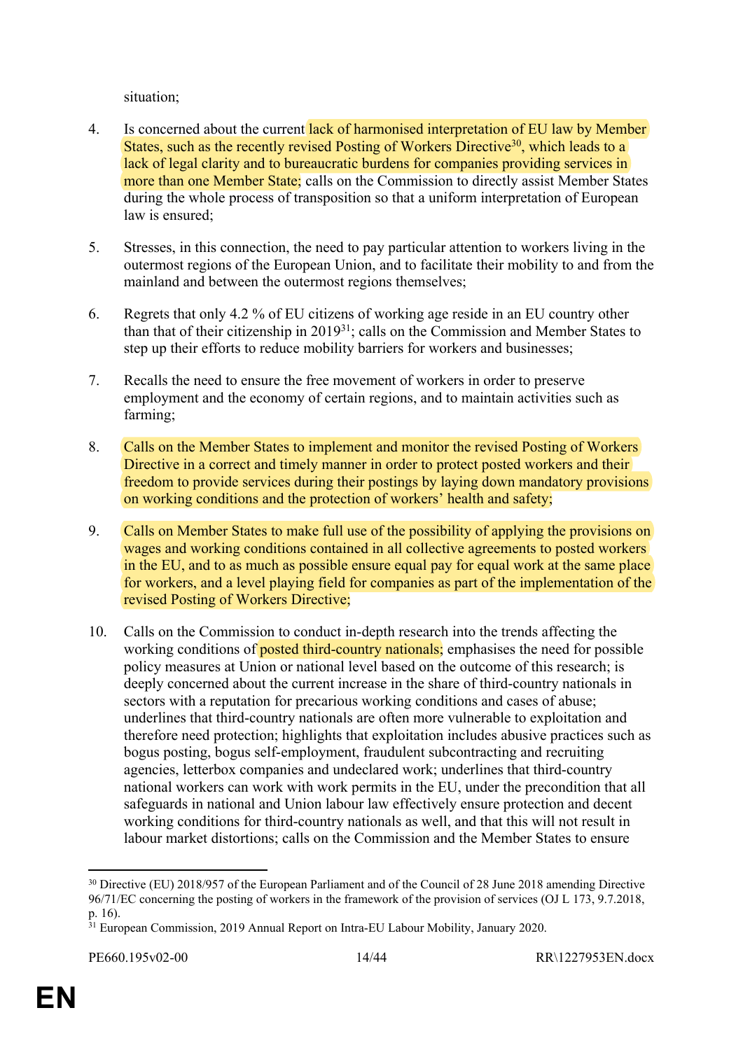situation;

4. Is concerned about the current lack of harmonised interpretation of EU law by Member States, such as the recently revised Posting of Workers Directive[30], which leads to a lack of legal clarity and to bureaucratic burdens for companies providing services in more than one Member State; calls on the Commission to directly assist Member States during the whole process of transposition so that a uniform interpretation of European law is ensured;

5. Stresses, in this connection, the need to pay particular attention to workers living in the outermost regions of the European Union, and to facilitate their mobility to and from the mainland and between the outermost regions themselves;

6. Regrets that only 4.2 % of EU citizens of working age reside in an EU country other than that of their citizenship in 2019[31]; calls on the Commission and Member States to step up their efforts to reduce mobility barriers for workers and businesses;

7. Recalls the need to ensure the free movement of workers in order to preserve employment and the economy of certain regions, and to maintain activities such as farming;

8. Calls on the Member States to implement and monitor the revised Posting of Workers Directive in a correct and timely manner in order to protect posted workers and their freedom to provide services during their postings by laying down mandatory provisions on working conditions and the protection of workers' health and safety;

9. Calls on Member States to make full use of the possibility of applying the provisions on wages and working conditions contained in all collective agreements to posted workers in the EU, and to as much as possible ensure equal pay for equal work at the same place for workers, and a level playing field for companies as part of the implementation of the revised Posting of Workers Directive;

10. Calls on the Commission to conduct in-depth research into the trends affecting the working conditions of posted third-country nationals; emphasises the need for possible policy measures at Union or national level based on the outcome of this research; is deeply concerned about the current increase in the share of third-country nationals in sectors with a reputation for precarious working conditions and cases of abuse; underlines that third-country nationals are often more vulnerable to exploitation and therefore need protection; highlights that exploitation includes abusive practices such as bogus posting, bogus self-employment, fraudulent subcontracting and recruiting agencies, letterbox companies and undeclared work; underlines that third-country national workers can work with work permits in the EU, under the precondition that all safeguards in national and Union labour law effectively ensure protection and decent working conditions for third-country nationals as well, and that this will not result in labour market distortions; calls on the Commission and the Member States to ensure

---

[30] Directive (EU) 2018/957 of the European Parliament and of the Council of 28 June 2018 amending Directive 96/71/EC concerning the posting of workers in the framework of the provision of services (OJ L 173, 9.7.2018, p. 16).

[31] European Commission, 2019 Annual Report on Intra-EU Labour Mobility, January 2020.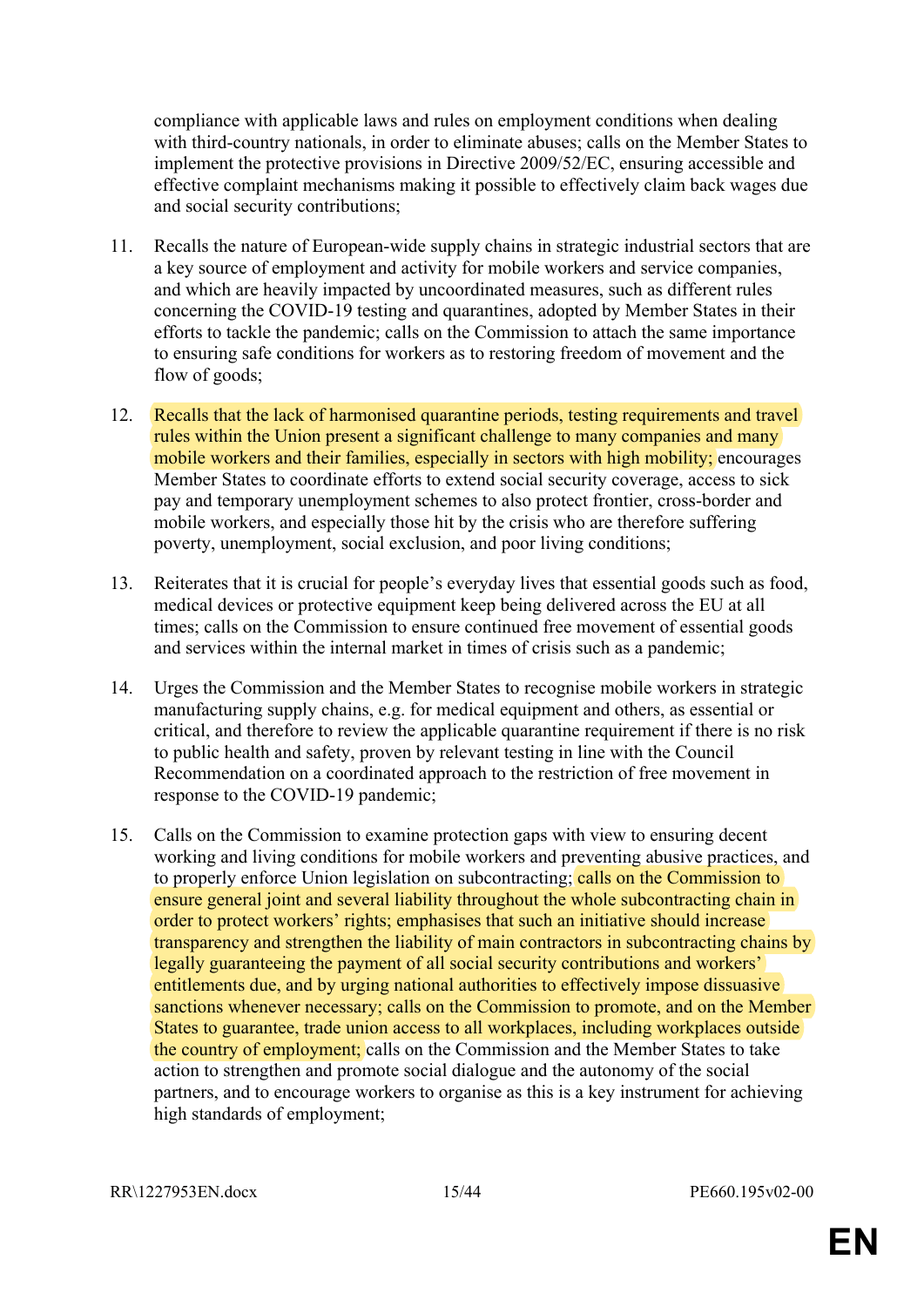compliance with applicable laws and rules on employment conditions when dealing with third-country nationals, in order to eliminate abuses; calls on the Member States to implement the protective provisions in Directive 2009/52/EC, ensuring accessible and effective complaint mechanisms making it possible to effectively claim back wages due and social security contributions;

11. Recalls the nature of European-wide supply chains in strategic industrial sectors that are a key source of employment and activity for mobile workers and service companies, and which are heavily impacted by uncoordinated measures, such as different rules concerning the COVID-19 testing and quarantines, adopted by Member States in their efforts to tackle the pandemic; calls on the Commission to attach the same importance to ensuring safe conditions for workers as to restoring freedom of movement and the flow of goods;

12. Recalls that the lack of harmonised quarantine periods, testing requirements and travel rules within the Union present a significant challenge to many companies and many mobile workers and their families, especially in sectors with high mobility; encourages Member States to coordinate efforts to extend social security coverage, access to sick pay and temporary unemployment schemes to also protect frontier, cross-border and mobile workers, and especially those hit by the crisis who are therefore suffering poverty, unemployment, social exclusion, and poor living conditions;

13. Reiterates that it is crucial for people's everyday lives that essential goods such as food, medical devices or protective equipment keep being delivered across the EU at all times; calls on the Commission to ensure continued free movement of essential goods and services within the internal market in times of crisis such as a pandemic;

14. Urges the Commission and the Member States to recognise mobile workers in strategic manufacturing supply chains, e.g. for medical equipment and others, as essential or critical, and therefore to review the applicable quarantine requirement if there is no risk to public health and safety, proven by relevant testing in line with the Council Recommendation on a coordinated approach to the restriction of free movement in response to the COVID-19 pandemic;

15. Calls on the Commission to examine protection gaps with view to ensuring decent working and living conditions for mobile workers and preventing abusive practices, and to properly enforce Union legislation on subcontracting; calls on the Commission to ensure general joint and several liability throughout the whole subcontracting chain in order to protect workers' rights; emphasises that such an initiative should increase transparency and strengthen the liability of main contractors in subcontracting chains by legally guaranteeing the payment of all social security contributions and workers' entitlements due, and by urging national authorities to effectively impose dissuasive sanctions whenever necessary; calls on the Commission to promote, and on the Member States to guarantee, trade union access to all workplaces, including workplaces outside the country of employment; calls on the Commission and the Member States to take action to strengthen and promote social dialogue and the autonomy of the social partners, and to encourage workers to organise as this is a key instrument for achieving high standards of employment;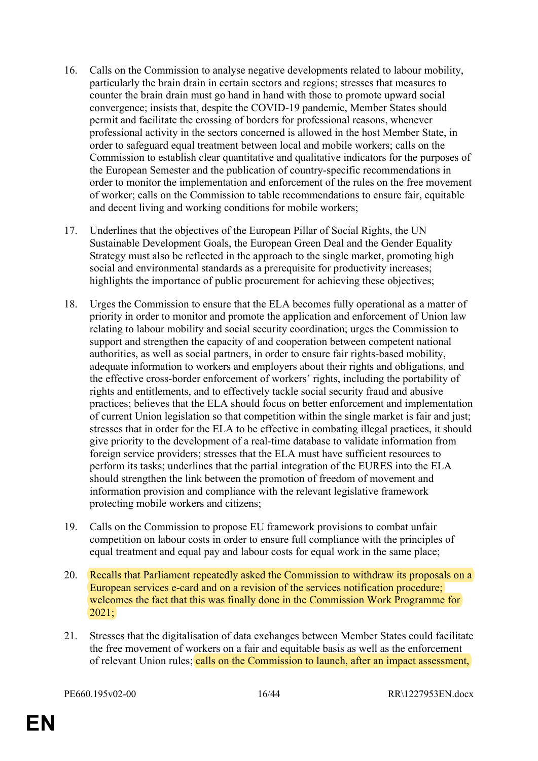16. Calls on the Commission to analyse negative developments related to labour mobility, particularly the brain drain in certain sectors and regions; stresses that measures to counter the brain drain must go hand in hand with those to promote upward social convergence; insists that, despite the COVID-19 pandemic, Member States should permit and facilitate the crossing of borders for professional reasons, whenever professional activity in the sectors concerned is allowed in the host Member State, in order to safeguard equal treatment between local and mobile workers; calls on the Commission to establish clear quantitative and qualitative indicators for the purposes of the European Semester and the publication of country-specific recommendations in order to monitor the implementation and enforcement of the rules on the free movement of worker; calls on the Commission to table recommendations to ensure fair, equitable and decent living and working conditions for mobile workers;

17. Underlines that the objectives of the European Pillar of Social Rights, the UN Sustainable Development Goals, the European Green Deal and the Gender Equality Strategy must also be reflected in the approach to the single market, promoting high social and environmental standards as a prerequisite for productivity increases; highlights the importance of public procurement for achieving these objectives;

18. Urges the Commission to ensure that the ELA becomes fully operational as a matter of priority in order to monitor and promote the application and enforcement of Union law relating to labour mobility and social security coordination; urges the Commission to support and strengthen the capacity of and cooperation between competent national authorities, as well as social partners, in order to ensure fair rights-based mobility, adequate information to workers and employers about their rights and obligations, and the effective cross-border enforcement of workers' rights, including the portability of rights and entitlements, and to effectively tackle social security fraud and abusive practices; believes that the ELA should focus on better enforcement and implementation of current Union legislation so that competition within the single market is fair and just; stresses that in order for the ELA to be effective in combating illegal practices, it should give priority to the development of a real-time database to validate information from foreign service providers; stresses that the ELA must have sufficient resources to perform its tasks; underlines that the partial integration of the EURES into the ELA should strengthen the link between the promotion of freedom of movement and information provision and compliance with the relevant legislative framework protecting mobile workers and citizens;

19. Calls on the Commission to propose EU framework provisions to combat unfair competition on labour costs in order to ensure full compliance with the principles of equal treatment and equal pay and labour costs for equal work in the same place;

20. Recalls that Parliament repeatedly asked the Commission to withdraw its proposals on a European services e-card and on a revision of the services notification procedure; welcomes the fact that this was finally done in the Commission Work Programme for 2021;

21. Stresses that the digitalisation of data exchanges between Member States could facilitate the free movement of workers on a fair and equitable basis as well as the enforcement of relevant Union rules; calls on the Commission to launch, after an impact assessment,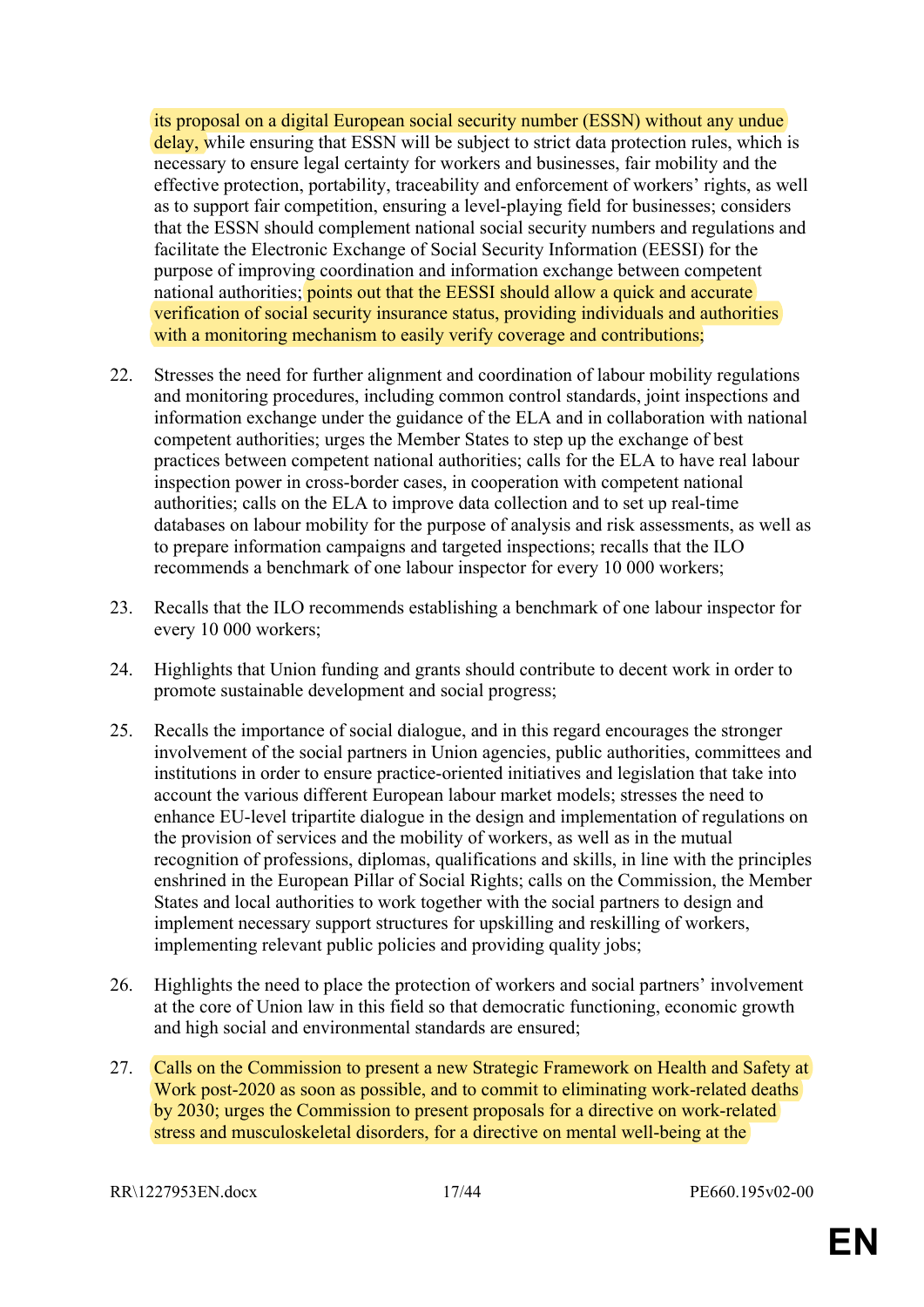its proposal on a digital European social security number (ESSN) without any undue delay, while ensuring that ESSN will be subject to strict data protection rules, which is necessary to ensure legal certainty for workers and businesses, fair mobility and the effective protection, portability, traceability and enforcement of workers' rights, as well as to support fair competition, ensuring a level-playing field for businesses; considers that the ESSN should complement national social security numbers and regulations and facilitate the Electronic Exchange of Social Security Information (EESSI) for the purpose of improving coordination and information exchange between competent national authorities; points out that the EESSI should allow a quick and accurate verification of social security insurance status, providing individuals and authorities with a monitoring mechanism to easily verify coverage and contributions;

22. Stresses the need for further alignment and coordination of labour mobility regulations and monitoring procedures, including common control standards, joint inspections and information exchange under the guidance of the ELA and in collaboration with national competent authorities; urges the Member States to step up the exchange of best practices between competent national authorities; calls for the ELA to have real labour inspection power in cross-border cases, in cooperation with competent national authorities; calls on the ELA to improve data collection and to set up real-time databases on labour mobility for the purpose of analysis and risk assessments, as well as to prepare information campaigns and targeted inspections; recalls that the ILO recommends a benchmark of one labour inspector for every 10 000 workers;

23. Recalls that the ILO recommends establishing a benchmark of one labour inspector for every 10 000 workers;

24. Highlights that Union funding and grants should contribute to decent work in order to promote sustainable development and social progress;

25. Recalls the importance of social dialogue, and in this regard encourages the stronger involvement of the social partners in Union agencies, public authorities, committees and institutions in order to ensure practice-oriented initiatives and legislation that take into account the various different European labour market models; stresses the need to enhance EU-level tripartite dialogue in the design and implementation of regulations on the provision of services and the mobility of workers, as well as in the mutual recognition of professions, diplomas, qualifications and skills, in line with the principles enshrined in the European Pillar of Social Rights; calls on the Commission, the Member States and local authorities to work together with the social partners to design and implement necessary support structures for upskilling and reskilling of workers, implementing relevant public policies and providing quality jobs;

26. Highlights the need to place the protection of workers and social partners' involvement at the core of Union law in this field so that democratic functioning, economic growth and high social and environmental standards are ensured;

27. Calls on the Commission to present a new Strategic Framework on Health and Safety at Work post-2020 as soon as possible, and to commit to eliminating work-related deaths by 2030; urges the Commission to present proposals for a directive on work-related stress and musculoskeletal disorders, for a directive on mental well-being at the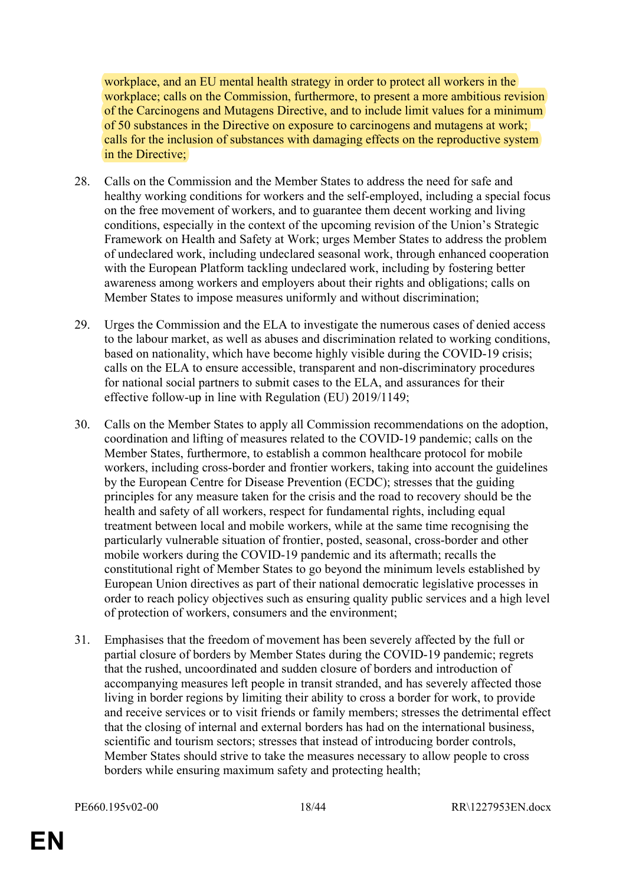workplace, and an EU mental health strategy in order to protect all workers in the workplace; calls on the Commission, furthermore, to present a more ambitious revision of the Carcinogens and Mutagens Directive, and to include limit values for a minimum of 50 substances in the Directive on exposure to carcinogens and mutagens at work; calls for the inclusion of substances with damaging effects on the reproductive system in the Directive;

28. Calls on the Commission and the Member States to address the need for safe and healthy working conditions for workers and the self-employed, including a special focus on the free movement of workers, and to guarantee them decent working and living conditions, especially in the context of the upcoming revision of the Union's Strategic Framework on Health and Safety at Work; urges Member States to address the problem of undeclared work, including undeclared seasonal work, through enhanced cooperation with the European Platform tackling undeclared work, including by fostering better awareness among workers and employers about their rights and obligations; calls on Member States to impose measures uniformly and without discrimination;

29. Urges the Commission and the ELA to investigate the numerous cases of denied access to the labour market, as well as abuses and discrimination related to working conditions, based on nationality, which have become highly visible during the COVID-19 crisis; calls on the ELA to ensure accessible, transparent and non-discriminatory procedures for national social partners to submit cases to the ELA, and assurances for their effective follow-up in line with Regulation (EU) 2019/1149;

30. Calls on the Member States to apply all Commission recommendations on the adoption, coordination and lifting of measures related to the COVID-19 pandemic; calls on the Member States, furthermore, to establish a common healthcare protocol for mobile workers, including cross-border and frontier workers, taking into account the guidelines by the European Centre for Disease Prevention (ECDC); stresses that the guiding principles for any measure taken for the crisis and the road to recovery should be the health and safety of all workers, respect for fundamental rights, including equal treatment between local and mobile workers, while at the same time recognising the particularly vulnerable situation of frontier, posted, seasonal, cross-border and other mobile workers during the COVID-19 pandemic and its aftermath; recalls the constitutional right of Member States to go beyond the minimum levels established by European Union directives as part of their national democratic legislative processes in order to reach policy objectives such as ensuring quality public services and a high level of protection of workers, consumers and the environment;

31. Emphasises that the freedom of movement has been severely affected by the full or partial closure of borders by Member States during the COVID-19 pandemic; regrets that the rushed, uncoordinated and sudden closure of borders and introduction of accompanying measures left people in transit stranded, and has severely affected those living in border regions by limiting their ability to cross a border for work, to provide and receive services or to visit friends or family members; stresses the detrimental effect that the closing of internal and external borders has had on the international business, scientific and tourism sectors; stresses that instead of introducing border controls, Member States should strive to take the measures necessary to allow people to cross borders while ensuring maximum safety and protecting health;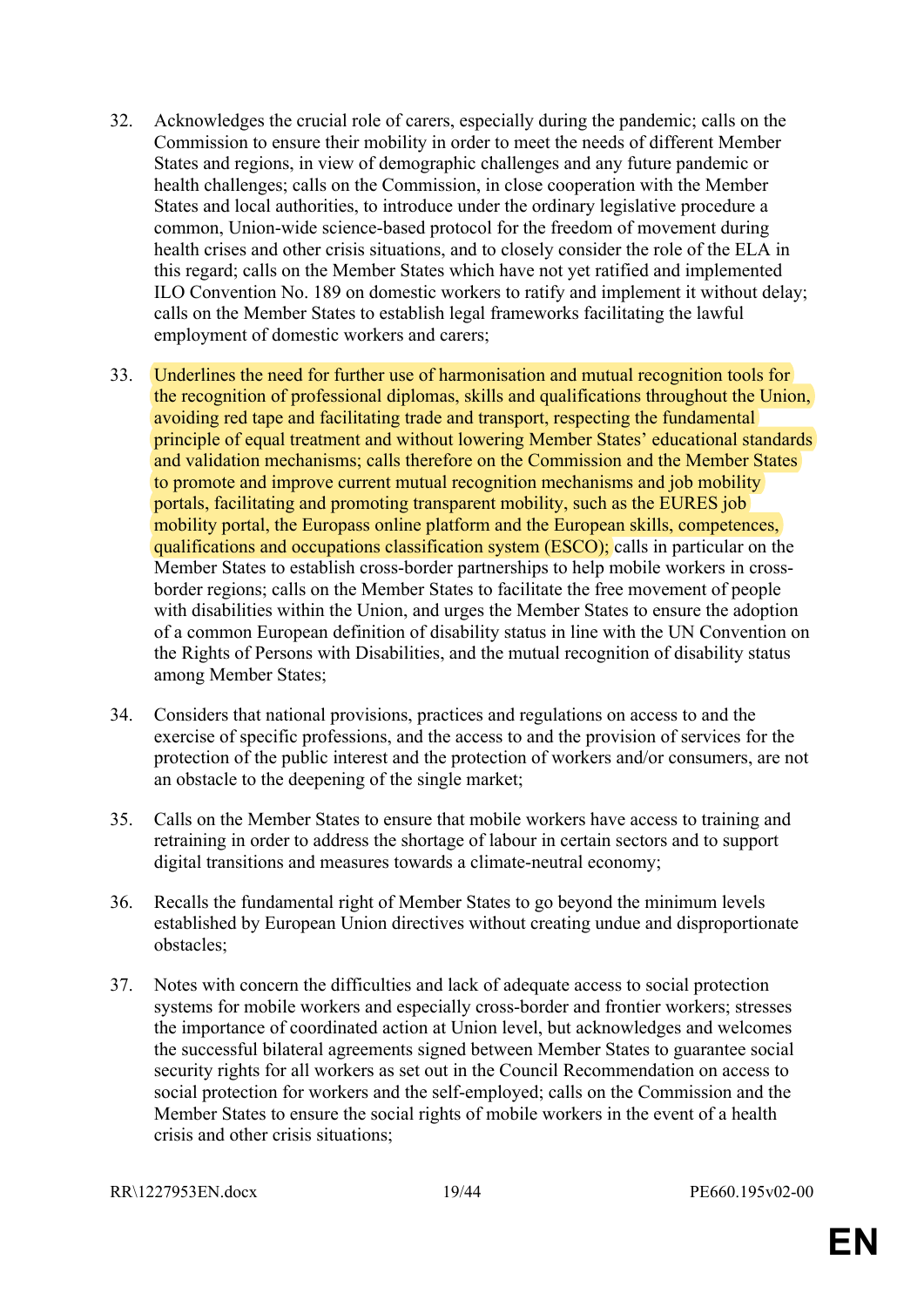32. Acknowledges the crucial role of carers, especially during the pandemic; calls on the Commission to ensure their mobility in order to meet the needs of different Member States and regions, in view of demographic challenges and any future pandemic or health challenges; calls on the Commission, in close cooperation with the Member States and local authorities, to introduce under the ordinary legislative procedure a common, Union-wide science-based protocol for the freedom of movement during health crises and other crisis situations, and to closely consider the role of the ELA in this regard; calls on the Member States which have not yet ratified and implemented ILO Convention No. 189 on domestic workers to ratify and implement it without delay; calls on the Member States to establish legal frameworks facilitating the lawful employment of domestic workers and carers;

33. Underlines the need for further use of harmonisation and mutual recognition tools for the recognition of professional diplomas, skills and qualifications throughout the Union, avoiding red tape and facilitating trade and transport, respecting the fundamental principle of equal treatment and without lowering Member States' educational standards and validation mechanisms; calls therefore on the Commission and the Member States to promote and improve current mutual recognition mechanisms and job mobility portals, facilitating and promoting transparent mobility, such as the EURES job mobility portal, the Europass online platform and the European skills, competences, qualifications and occupations classification system (ESCO); calls in particular on the Member States to establish cross-border partnerships to help mobile workers in cross-border regions; calls on the Member States to facilitate the free movement of people with disabilities within the Union, and urges the Member States to ensure the adoption of a common European definition of disability status in line with the UN Convention on the Rights of Persons with Disabilities, and the mutual recognition of disability status among Member States;

34. Considers that national provisions, practices and regulations on access to and the exercise of specific professions, and the access to and the provision of services for the protection of the public interest and the protection of workers and/or consumers, are not an obstacle to the deepening of the single market;

35. Calls on the Member States to ensure that mobile workers have access to training and retraining in order to address the shortage of labour in certain sectors and to support digital transitions and measures towards a climate-neutral economy;

36. Recalls the fundamental right of Member States to go beyond the minimum levels established by European Union directives without creating undue and disproportionate obstacles;

37. Notes with concern the difficulties and lack of adequate access to social protection systems for mobile workers and especially cross-border and frontier workers; stresses the importance of coordinated action at Union level, but acknowledges and welcomes the successful bilateral agreements signed between Member States to guarantee social security rights for all workers as set out in the Council Recommendation on access to social protection for workers and the self-employed; calls on the Commission and the Member States to ensure the social rights of mobile workers in the event of a health crisis and other crisis situations;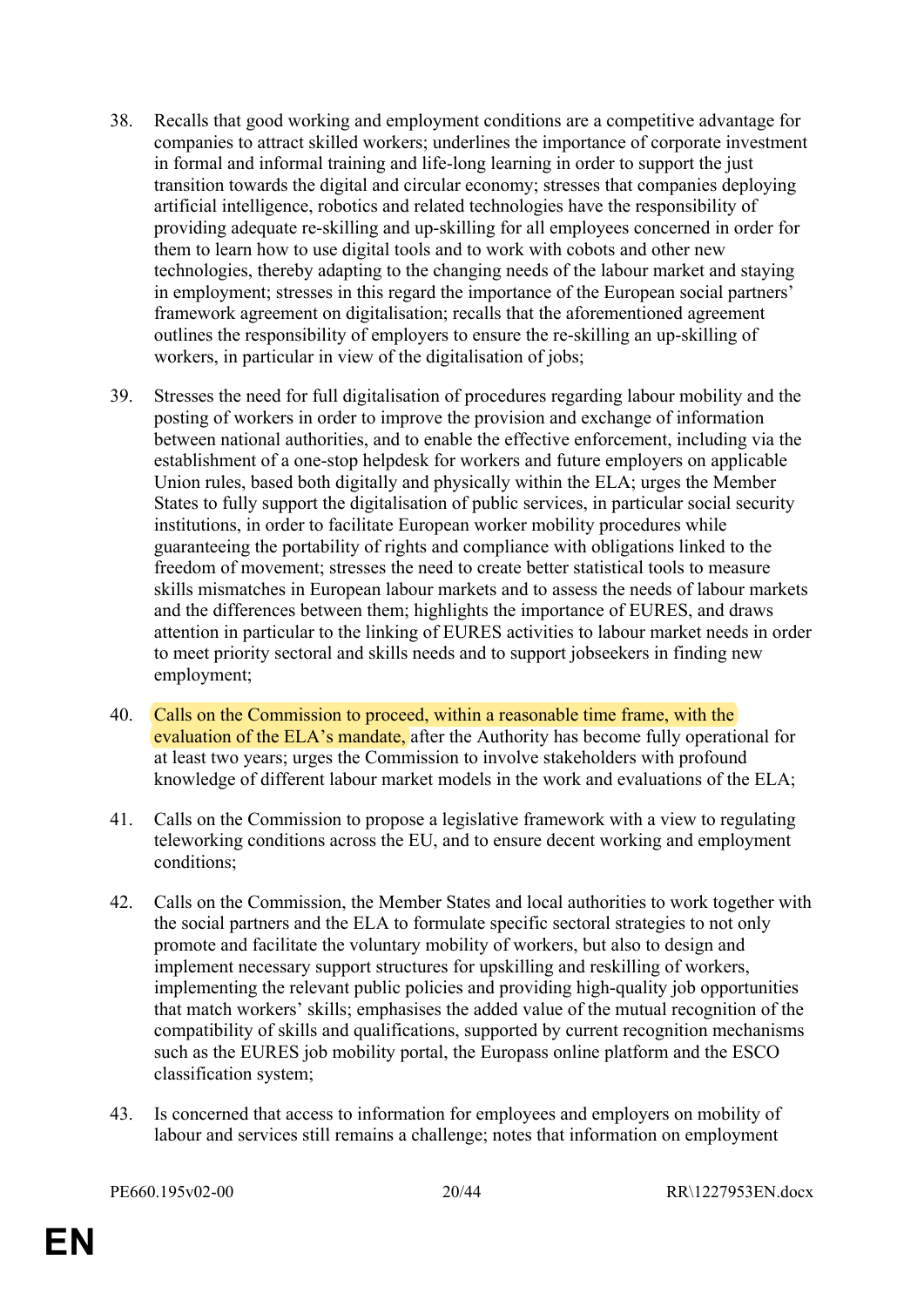38. Recalls that good working and employment conditions are a competitive advantage for companies to attract skilled workers; underlines the importance of corporate investment in formal and informal training and life-long learning in order to support the just transition towards the digital and circular economy; stresses that companies deploying artificial intelligence, robotics and related technologies have the responsibility of providing adequate re-skilling and up-skilling for all employees concerned in order for them to learn how to use digital tools and to work with cobots and other new technologies, thereby adapting to the changing needs of the labour market and staying in employment; stresses in this regard the importance of the European social partners' framework agreement on digitalisation; recalls that the aforementioned agreement outlines the responsibility of employers to ensure the re-skilling an up-skilling of workers, in particular in view of the digitalisation of jobs;

39. Stresses the need for full digitalisation of procedures regarding labour mobility and the posting of workers in order to improve the provision and exchange of information between national authorities, and to enable the effective enforcement, including via the establishment of a one-stop helpdesk for workers and future employers on applicable Union rules, based both digitally and physically within the ELA; urges the Member States to fully support the digitalisation of public services, in particular social security institutions, in order to facilitate European worker mobility procedures while guaranteeing the portability of rights and compliance with obligations linked to the freedom of movement; stresses the need to create better statistical tools to measure skills mismatches in European labour markets and to assess the needs of labour markets and the differences between them; highlights the importance of EURES, and draws attention in particular to the linking of EURES activities to labour market needs in order to meet priority sectoral and skills needs and to support jobseekers in finding new employment;

40. Calls on the Commission to proceed, within a reasonable time frame, with the evaluation of the ELA's mandate, after the Authority has become fully operational for at least two years; urges the Commission to involve stakeholders with profound knowledge of different labour market models in the work and evaluations of the ELA;

41. Calls on the Commission to propose a legislative framework with a view to regulating teleworking conditions across the EU, and to ensure decent working and employment conditions;

42. Calls on the Commission, the Member States and local authorities to work together with the social partners and the ELA to formulate specific sectoral strategies to not only promote and facilitate the voluntary mobility of workers, but also to design and implement necessary support structures for upskilling and reskilling of workers, implementing the relevant public policies and providing high-quality job opportunities that match workers' skills; emphasises the added value of the mutual recognition of the compatibility of skills and qualifications, supported by current recognition mechanisms such as the EURES job mobility portal, the Europass online platform and the ESCO classification system;

43. Is concerned that access to information for employees and employers on mobility of labour and services still remains a challenge; notes that information on employment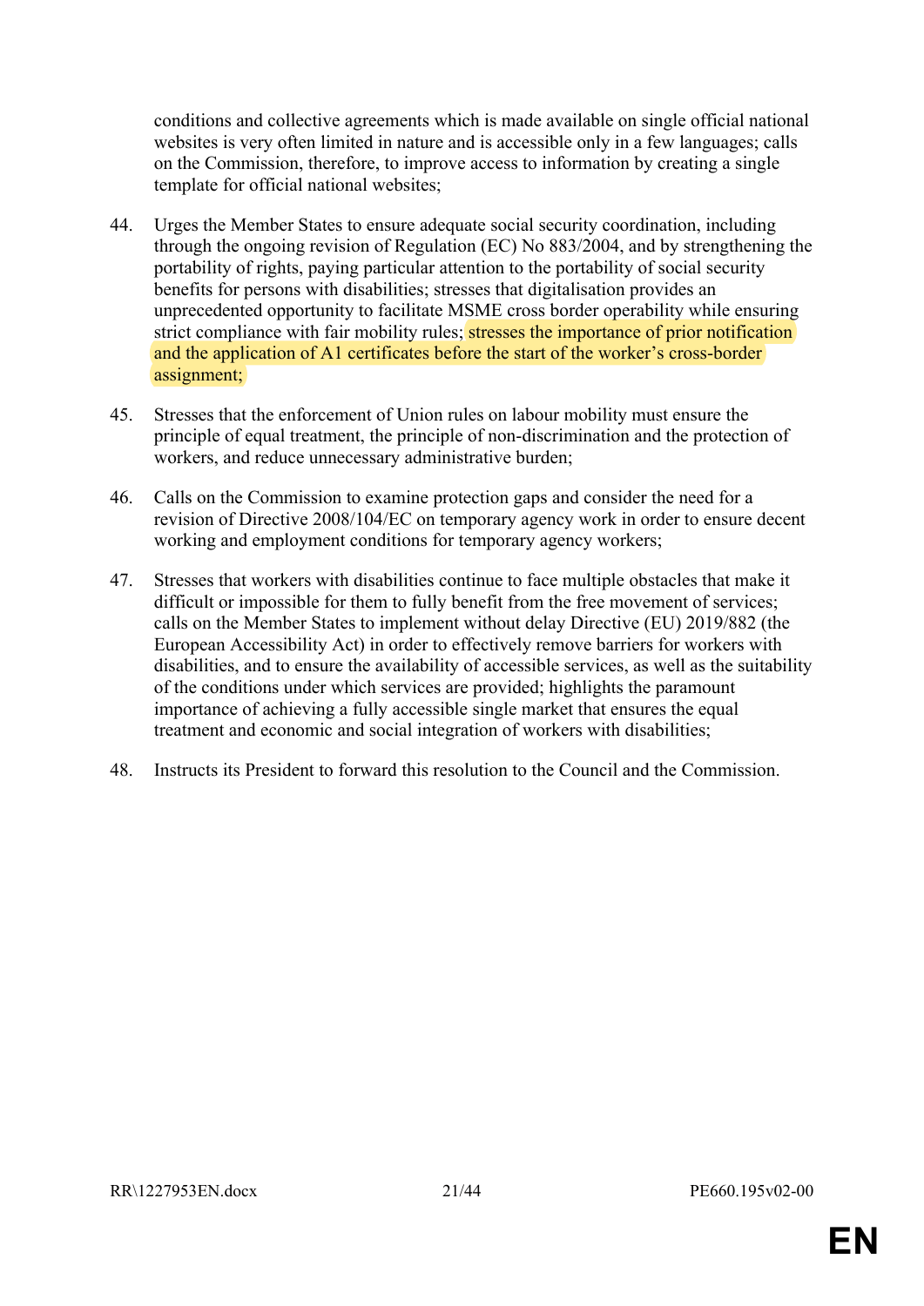conditions and collective agreements which is made available on single official national websites is very often limited in nature and is accessible only in a few languages; calls on the Commission, therefore, to improve access to information by creating a single template for official national websites;

44. Urges the Member States to ensure adequate social security coordination, including through the ongoing revision of Regulation (EC) No 883/2004, and by strengthening the portability of rights, paying particular attention to the portability of social security benefits for persons with disabilities; stresses that digitalisation provides an unprecedented opportunity to facilitate MSME cross border operability while ensuring strict compliance with fair mobility rules; stresses the importance of prior notification and the application of A1 certificates before the start of the worker's cross-border assignment;

45. Stresses that the enforcement of Union rules on labour mobility must ensure the principle of equal treatment, the principle of non-discrimination and the protection of workers, and reduce unnecessary administrative burden;

46. Calls on the Commission to examine protection gaps and consider the need for a revision of Directive 2008/104/EC on temporary agency work in order to ensure decent working and employment conditions for temporary agency workers;

47. Stresses that workers with disabilities continue to face multiple obstacles that make it difficult or impossible for them to fully benefit from the free movement of services; calls on the Member States to implement without delay Directive (EU) 2019/882 (the European Accessibility Act) in order to effectively remove barriers for workers with disabilities, and to ensure the availability of accessible services, as well as the suitability of the conditions under which services are provided; highlights the paramount importance of achieving a fully accessible single market that ensures the equal treatment and economic and social integration of workers with disabilities;

48. Instructs its President to forward this resolution to the Council and the Commission.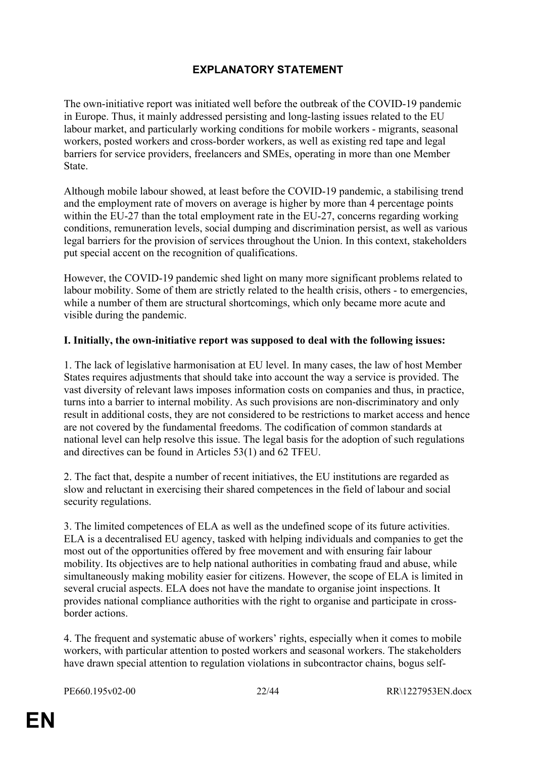# EXPLANATORY STATEMENT

The own-initiative report was initiated well before the outbreak of the COVID-19 pandemic in Europe. Thus, it mainly addressed persisting and long-lasting issues related to the EU labour market, and particularly working conditions for mobile workers - migrants, seasonal workers, posted workers and cross-border workers, as well as existing red tape and legal barriers for service providers, freelancers and SMEs, operating in more than one Member State.

Although mobile labour showed, at least before the COVID-19 pandemic, a stabilising trend and the employment rate of movers on average is higher by more than 4 percentage points within the EU-27 than the total employment rate in the EU-27, concerns regarding working conditions, remuneration levels, social dumping and discrimination persist, as well as various legal barriers for the provision of services throughout the Union. In this context, stakeholders put special accent on the recognition of qualifications.

However, the COVID-19 pandemic shed light on many more significant problems related to labour mobility. Some of them are strictly related to the health crisis, others - to emergencies, while a number of them are structural shortcomings, which only became more acute and visible during the pandemic.

**I. Initially, the own-initiative report was supposed to deal with the following issues:**

1. The lack of legislative harmonisation at EU level. In many cases, the law of host Member States requires adjustments that should take into account the way a service is provided. The vast diversity of relevant laws imposes information costs on companies and thus, in practice, turns into a barrier to internal mobility. As such provisions are non-discriminatory and only result in additional costs, they are not considered to be restrictions to market access and hence are not covered by the fundamental freedoms. The codification of common standards at national level can help resolve this issue. The legal basis for the adoption of such regulations and directives can be found in Articles 53(1) and 62 TFEU.

2. The fact that, despite a number of recent initiatives, the EU institutions are regarded as slow and reluctant in exercising their shared competences in the field of labour and social security regulations.

3. The limited competences of ELA as well as the undefined scope of its future activities. ELA is a decentralised EU agency, tasked with helping individuals and companies to get the most out of the opportunities offered by free movement and with ensuring fair labour mobility. Its objectives are to help national authorities in combating fraud and abuse, while simultaneously making mobility easier for citizens. However, the scope of ELA is limited in several crucial aspects. ELA does not have the mandate to organise joint inspections. It provides national compliance authorities with the right to organise and participate in cross-border actions.

4. The frequent and systematic abuse of workers' rights, especially when it comes to mobile workers, with particular attention to posted workers and seasonal workers. The stakeholders have drawn special attention to regulation violations in subcontractor chains, bogus self-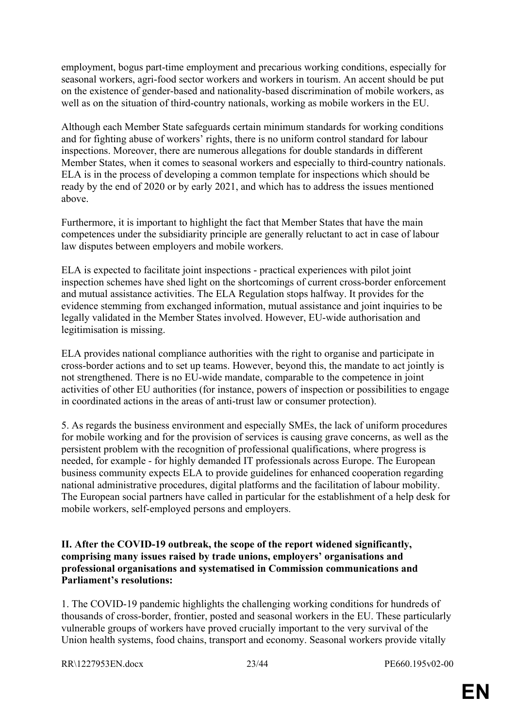employment, bogus part-time employment and precarious working conditions, especially for seasonal workers, agri-food sector workers and workers in tourism. An accent should be put on the existence of gender-based and nationality-based discrimination of mobile workers, as well as on the situation of third-country nationals, working as mobile workers in the EU.

Although each Member State safeguards certain minimum standards for working conditions and for fighting abuse of workers' rights, there is no uniform control standard for labour inspections. Moreover, there are numerous allegations for double standards in different Member States, when it comes to seasonal workers and especially to third-country nationals. ELA is in the process of developing a common template for inspections which should be ready by the end of 2020 or by early 2021, and which has to address the issues mentioned above.

Furthermore, it is important to highlight the fact that Member States that have the main competences under the subsidiarity principle are generally reluctant to act in case of labour law disputes between employers and mobile workers.

ELA is expected to facilitate joint inspections - practical experiences with pilot joint inspection schemes have shed light on the shortcomings of current cross-border enforcement and mutual assistance activities. The ELA Regulation stops halfway. It provides for the evidence stemming from exchanged information, mutual assistance and joint inquiries to be legally validated in the Member States involved. However, EU-wide authorisation and legitimisation is missing.

ELA provides national compliance authorities with the right to organise and participate in cross-border actions and to set up teams. However, beyond this, the mandate to act jointly is not strengthened. There is no EU-wide mandate, comparable to the competence in joint activities of other EU authorities (for instance, powers of inspection or possibilities to engage in coordinated actions in the areas of anti-trust law or consumer protection).

5. As regards the business environment and especially SMEs, the lack of uniform procedures for mobile working and for the provision of services is causing grave concerns, as well as the persistent problem with the recognition of professional qualifications, where progress is needed, for example - for highly demanded IT professionals across Europe. The European business community expects ELA to provide guidelines for enhanced cooperation regarding national administrative procedures, digital platforms and the facilitation of labour mobility. The European social partners have called in particular for the establishment of a help desk for mobile workers, self-employed persons and employers.

**II. After the COVID-19 outbreak, the scope of the report widened significantly, comprising many issues raised by trade unions, employers' organisations and professional organisations and systematised in Commission communications and Parliament's resolutions:**

1. The COVID-19 pandemic highlights the challenging working conditions for hundreds of thousands of cross-border, frontier, posted and seasonal workers in the EU. These particularly vulnerable groups of workers have proved crucially important to the very survival of the Union health systems, food chains, transport and economy. Seasonal workers provide vitally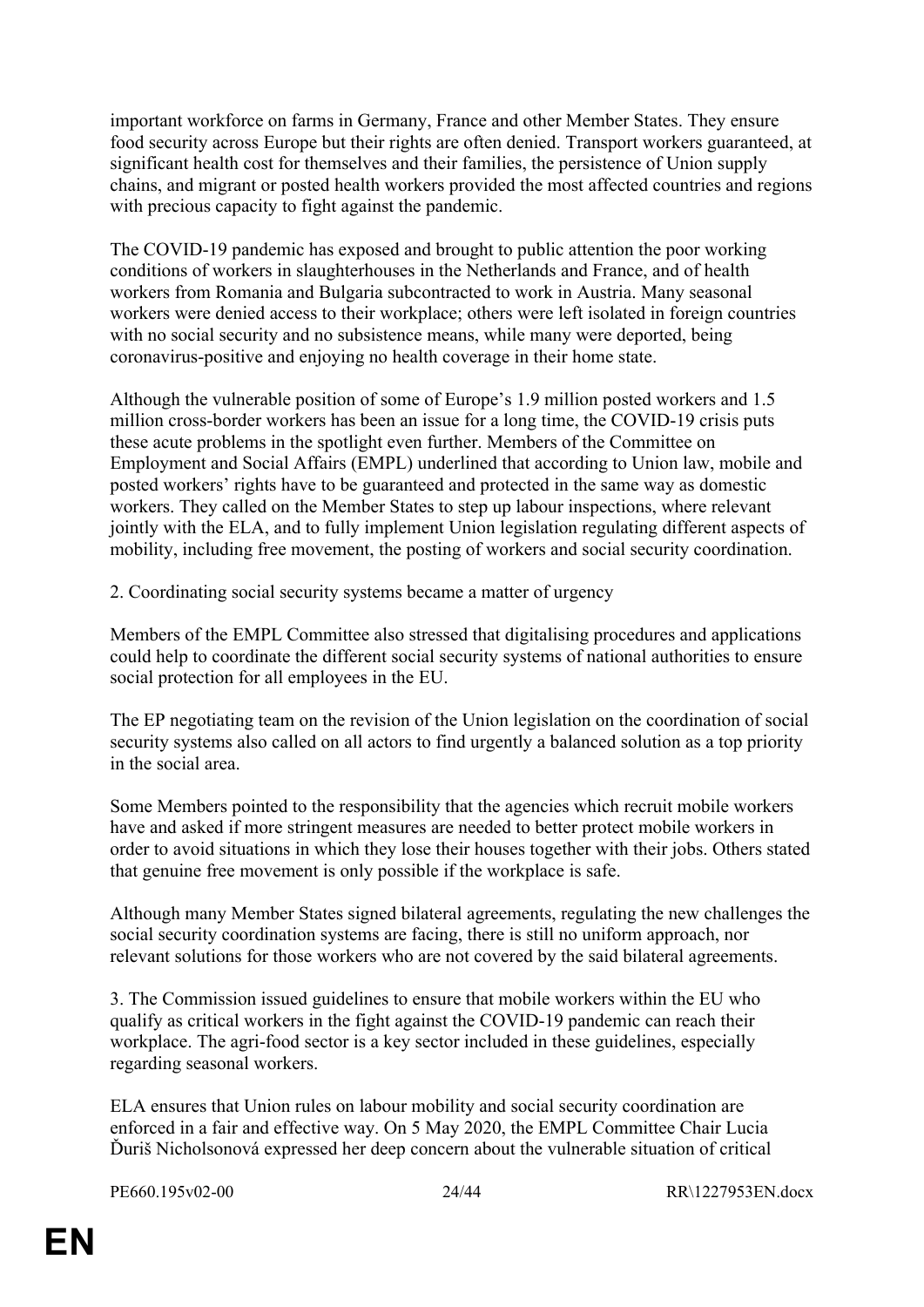important workforce on farms in Germany, France and other Member States. They ensure food security across Europe but their rights are often denied. Transport workers guaranteed, at significant health cost for themselves and their families, the persistence of Union supply chains, and migrant or posted health workers provided the most affected countries and regions with precious capacity to fight against the pandemic.

The COVID-19 pandemic has exposed and brought to public attention the poor working conditions of workers in slaughterhouses in the Netherlands and France, and of health workers from Romania and Bulgaria subcontracted to work in Austria. Many seasonal workers were denied access to their workplace; others were left isolated in foreign countries with no social security and no subsistence means, while many were deported, being coronavirus-positive and enjoying no health coverage in their home state.

Although the vulnerable position of some of Europe's 1.9 million posted workers and 1.5 million cross-border workers has been an issue for a long time, the COVID-19 crisis puts these acute problems in the spotlight even further. Members of the Committee on Employment and Social Affairs (EMPL) underlined that according to Union law, mobile and posted workers' rights have to be guaranteed and protected in the same way as domestic workers. They called on the Member States to step up labour inspections, where relevant jointly with the ELA, and to fully implement Union legislation regulating different aspects of mobility, including free movement, the posting of workers and social security coordination.

2. Coordinating social security systems became a matter of urgency

Members of the EMPL Committee also stressed that digitalising procedures and applications could help to coordinate the different social security systems of national authorities to ensure social protection for all employees in the EU.

The EP negotiating team on the revision of the Union legislation on the coordination of social security systems also called on all actors to find urgently a balanced solution as a top priority in the social area.

Some Members pointed to the responsibility that the agencies which recruit mobile workers have and asked if more stringent measures are needed to better protect mobile workers in order to avoid situations in which they lose their houses together with their jobs. Others stated that genuine free movement is only possible if the workplace is safe.

Although many Member States signed bilateral agreements, regulating the new challenges the social security coordination systems are facing, there is still no uniform approach, nor relevant solutions for those workers who are not covered by the said bilateral agreements.

3. The Commission issued guidelines to ensure that mobile workers within the EU who qualify as critical workers in the fight against the COVID-19 pandemic can reach their workplace. The agri-food sector is a key sector included in these guidelines, especially regarding seasonal workers.

ELA ensures that Union rules on labour mobility and social security coordination are enforced in a fair and effective way. On 5 May 2020, the EMPL Committee Chair Lucia Ďuriš Nicholsonová expressed her deep concern about the vulnerable situation of critical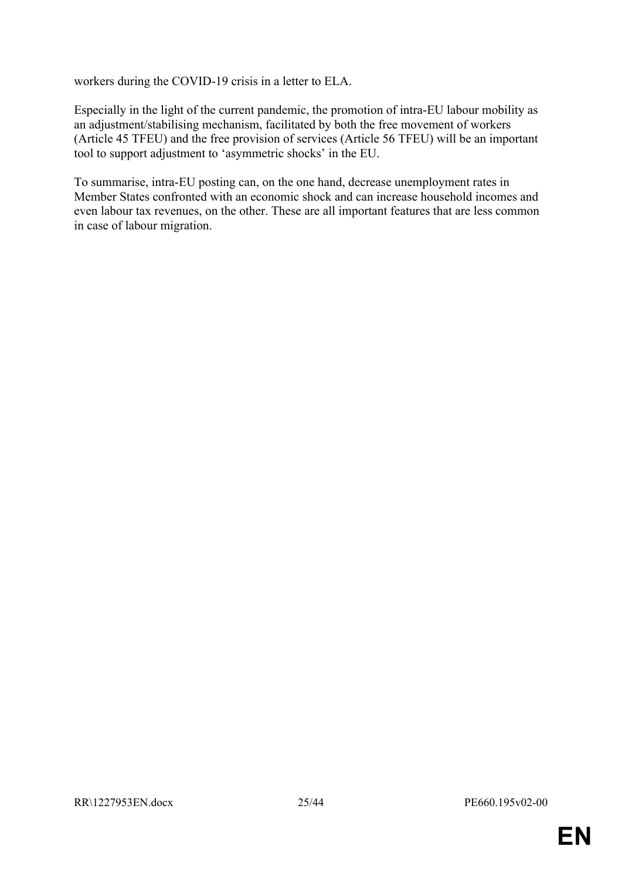workers during the COVID-19 crisis in a letter to ELA.

Especially in the light of the current pandemic, the promotion of intra-EU labour mobility as an adjustment/stabilising mechanism, facilitated by both the free movement of workers (Article 45 TFEU) and the free provision of services (Article 56 TFEU) will be an important tool to support adjustment to 'asymmetric shocks' in the EU.

To summarise, intra-EU posting can, on the one hand, decrease unemployment rates in Member States confronted with an economic shock and can increase household incomes and even labour tax revenues, on the other. These are all important features that are less common in case of labour migration.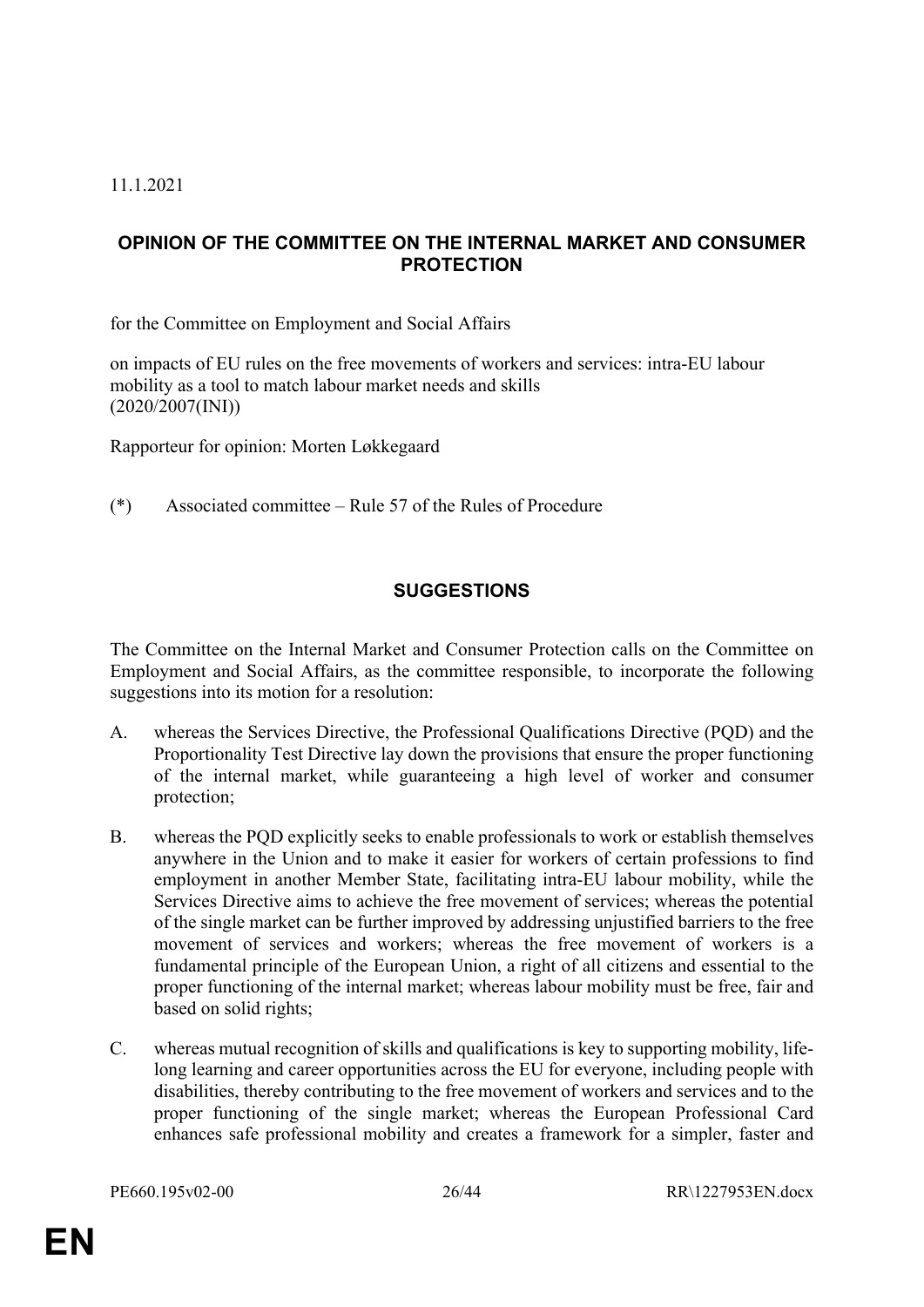11.1.2021

## OPINION OF THE COMMITTEE ON THE INTERNAL MARKET AND CONSUMER PROTECTION

for the Committee on Employment and Social Affairs

on impacts of EU rules on the free movements of workers and services: intra-EU labour mobility as a tool to match labour market needs and skills
(2020/2007(INI))

Rapporteur for opinion: Morten Løkkegaard

(*) Associated committee – Rule 57 of the Rules of Procedure

## SUGGESTIONS

The Committee on the Internal Market and Consumer Protection calls on the Committee on Employment and Social Affairs, as the committee responsible, to incorporate the following suggestions into its motion for a resolution:

A. whereas the Services Directive, the Professional Qualifications Directive (PQD) and the Proportionality Test Directive lay down the provisions that ensure the proper functioning of the internal market, while guaranteeing a high level of worker and consumer protection;

B. whereas the PQD explicitly seeks to enable professionals to work or establish themselves anywhere in the Union and to make it easier for workers of certain professions to find employment in another Member State, facilitating intra-EU labour mobility, while the Services Directive aims to achieve the free movement of services; whereas the potential of the single market can be further improved by addressing unjustified barriers to the free movement of services and workers; whereas the free movement of workers is a fundamental principle of the European Union, a right of all citizens and essential to the proper functioning of the internal market; whereas labour mobility must be free, fair and based on solid rights;

C. whereas mutual recognition of skills and qualifications is key to supporting mobility, life-long learning and career opportunities across the EU for everyone, including people with disabilities, thereby contributing to the free movement of workers and services and to the proper functioning of the single market; whereas the European Professional Card enhances safe professional mobility and creates a framework for a simpler, faster and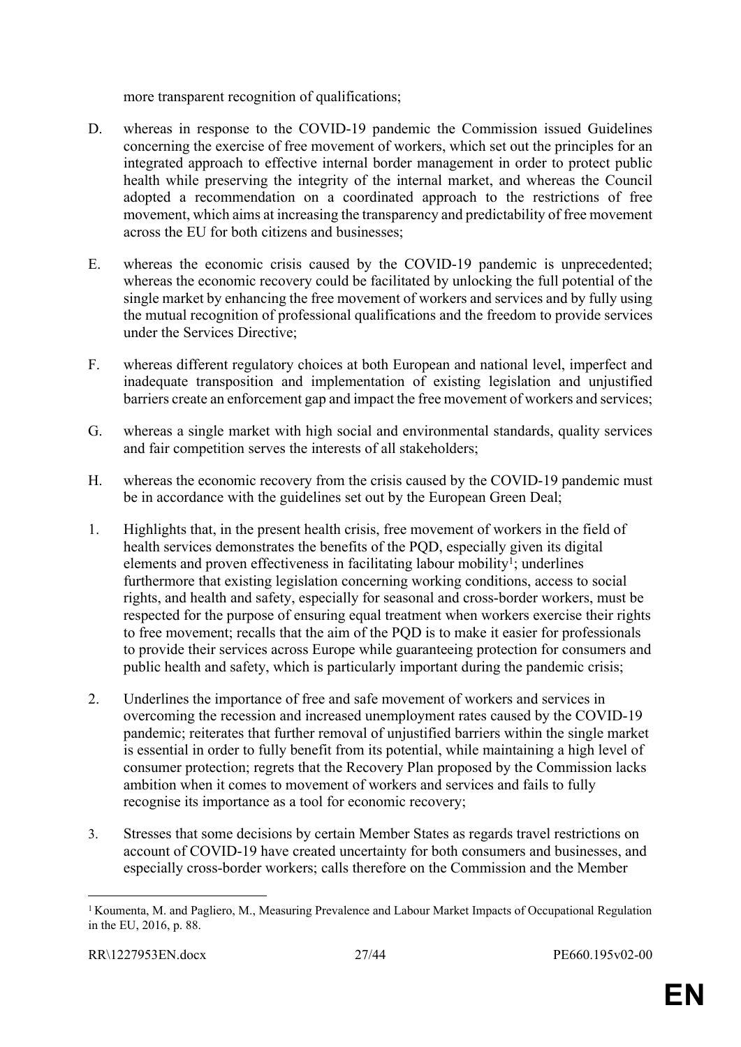more transparent recognition of qualifications;

D. whereas in response to the COVID-19 pandemic the Commission issued Guidelines concerning the exercise of free movement of workers, which set out the principles for an integrated approach to effective internal border management in order to protect public health while preserving the integrity of the internal market, and whereas the Council adopted a recommendation on a coordinated approach to the restrictions of free movement, which aims at increasing the transparency and predictability of free movement across the EU for both citizens and businesses;

E. whereas the economic crisis caused by the COVID-19 pandemic is unprecedented; whereas the economic recovery could be facilitated by unlocking the full potential of the single market by enhancing the free movement of workers and services and by fully using the mutual recognition of professional qualifications and the freedom to provide services under the Services Directive;

F. whereas different regulatory choices at both European and national level, imperfect and inadequate transposition and implementation of existing legislation and unjustified barriers create an enforcement gap and impact the free movement of workers and services;

G. whereas a single market with high social and environmental standards, quality services and fair competition serves the interests of all stakeholders;

H. whereas the economic recovery from the crisis caused by the COVID-19 pandemic must be in accordance with the guidelines set out by the European Green Deal;

1. Highlights that, in the present health crisis, free movement of workers in the field of health services demonstrates the benefits of the PQD, especially given its digital elements and proven effectiveness in facilitating labour mobility[1]; underlines furthermore that existing legislation concerning working conditions, access to social rights, and health and safety, especially for seasonal and cross-border workers, must be respected for the purpose of ensuring equal treatment when workers exercise their rights to free movement; recalls that the aim of the PQD is to make it easier for professionals to provide their services across Europe while guaranteeing protection for consumers and public health and safety, which is particularly important during the pandemic crisis;

2. Underlines the importance of free and safe movement of workers and services in overcoming the recession and increased unemployment rates caused by the COVID-19 pandemic; reiterates that further removal of unjustified barriers within the single market is essential in order to fully benefit from its potential, while maintaining a high level of consumer protection; regrets that the Recovery Plan proposed by the Commission lacks ambition when it comes to movement of workers and services and fails to fully recognise its importance as a tool for economic recovery;

3. Stresses that some decisions by certain Member States as regards travel restrictions on account of COVID-19 have created uncertainty for both consumers and businesses, and especially cross-border workers; calls therefore on the Commission and the Member

[1] Koumenta, M. and Pagliero, M., Measuring Prevalence and Labour Market Impacts of Occupational Regulation in the EU, 2016, p. 88.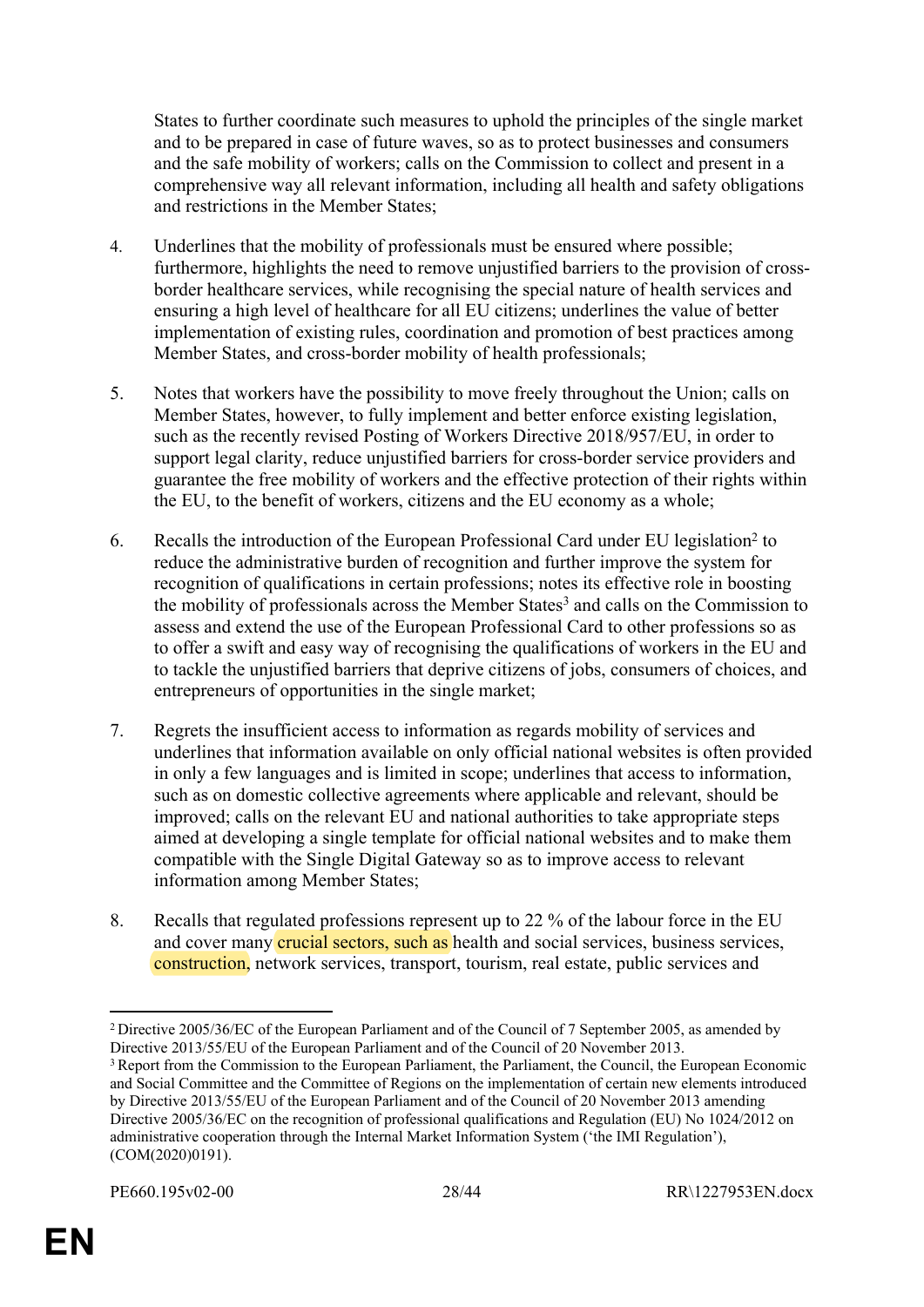States to further coordinate such measures to uphold the principles of the single market and to be prepared in case of future waves, so as to protect businesses and consumers and the safe mobility of workers; calls on the Commission to collect and present in a comprehensive way all relevant information, including all health and safety obligations and restrictions in the Member States;

4. Underlines that the mobility of professionals must be ensured where possible; furthermore, highlights the need to remove unjustified barriers to the provision of cross-border healthcare services, while recognising the special nature of health services and ensuring a high level of healthcare for all EU citizens; underlines the value of better implementation of existing rules, coordination and promotion of best practices among Member States, and cross-border mobility of health professionals;

5. Notes that workers have the possibility to move freely throughout the Union; calls on Member States, however, to fully implement and better enforce existing legislation, such as the recently revised Posting of Workers Directive 2018/957/EU, in order to support legal clarity, reduce unjustified barriers for cross-border service providers and guarantee the free mobility of workers and the effective protection of their rights within the EU, to the benefit of workers, citizens and the EU economy as a whole;

6. Recalls the introduction of the European Professional Card under EU legislation[2] to reduce the administrative burden of recognition and further improve the system for recognition of qualifications in certain professions; notes its effective role in boosting the mobility of professionals across the Member States[3] and calls on the Commission to assess and extend the use of the European Professional Card to other professions so as to offer a swift and easy way of recognising the qualifications of workers in the EU and to tackle the unjustified barriers that deprive citizens of jobs, consumers of choices, and entrepreneurs of opportunities in the single market;

7. Regrets the insufficient access to information as regards mobility of services and underlines that information available on only official national websites is often provided in only a few languages and is limited in scope; underlines that access to information, such as on domestic collective agreements where applicable and relevant, should be improved; calls on the relevant EU and national authorities to take appropriate steps aimed at developing a single template for official national websites and to make them compatible with the Single Digital Gateway so as to improve access to relevant information among Member States;

8. Recalls that regulated professions represent up to 22 % of the labour force in the EU and cover many crucial sectors, such as health and social services, business services, construction, network services, transport, tourism, real estate, public services and

---

[2] Directive 2005/36/EC of the European Parliament and of the Council of 7 September 2005, as amended by Directive 2013/55/EU of the European Parliament and of the Council of 20 November 2013.

[3] Report from the Commission to the European Parliament, the Parliament, the Council, the European Economic and Social Committee and the Committee of Regions on the implementation of certain new elements introduced by Directive 2013/55/EU of the European Parliament and of the Council of 20 November 2013 amending Directive 2005/36/EC on the recognition of professional qualifications and Regulation (EU) No 1024/2012 on administrative cooperation through the Internal Market Information System ('the IMI Regulation'), (COM(2020)0191).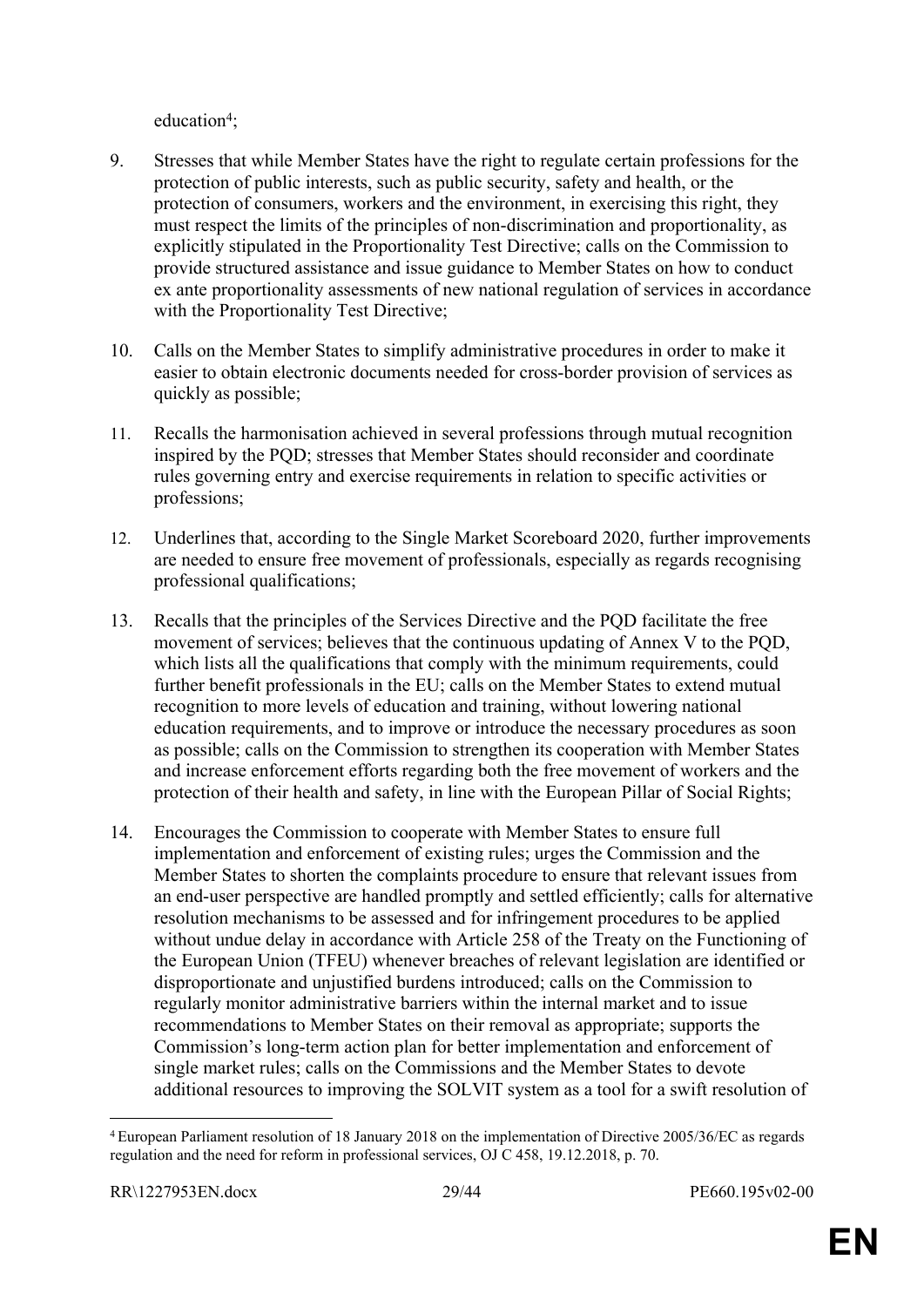education[4];

9. Stresses that while Member States have the right to regulate certain professions for the protection of public interests, such as public security, safety and health, or the protection of consumers, workers and the environment, in exercising this right, they must respect the limits of the principles of non-discrimination and proportionality, as explicitly stipulated in the Proportionality Test Directive; calls on the Commission to provide structured assistance and issue guidance to Member States on how to conduct ex ante proportionality assessments of new national regulation of services in accordance with the Proportionality Test Directive;

10. Calls on the Member States to simplify administrative procedures in order to make it easier to obtain electronic documents needed for cross-border provision of services as quickly as possible;

11. Recalls the harmonisation achieved in several professions through mutual recognition inspired by the PQD; stresses that Member States should reconsider and coordinate rules governing entry and exercise requirements in relation to specific activities or professions;

12. Underlines that, according to the Single Market Scoreboard 2020, further improvements are needed to ensure free movement of professionals, especially as regards recognising professional qualifications;

13. Recalls that the principles of the Services Directive and the PQD facilitate the free movement of services; believes that the continuous updating of Annex V to the PQD, which lists all the qualifications that comply with the minimum requirements, could further benefit professionals in the EU; calls on the Member States to extend mutual recognition to more levels of education and training, without lowering national education requirements, and to improve or introduce the necessary procedures as soon as possible; calls on the Commission to strengthen its cooperation with Member States and increase enforcement efforts regarding both the free movement of workers and the protection of their health and safety, in line with the European Pillar of Social Rights;

14. Encourages the Commission to cooperate with Member States to ensure full implementation and enforcement of existing rules; urges the Commission and the Member States to shorten the complaints procedure to ensure that relevant issues from an end-user perspective are handled promptly and settled efficiently; calls for alternative resolution mechanisms to be assessed and for infringement procedures to be applied without undue delay in accordance with Article 258 of the Treaty on the Functioning of the European Union (TFEU) whenever breaches of relevant legislation are identified or disproportionate and unjustified burdens introduced; calls on the Commission to regularly monitor administrative barriers within the internal market and to issue recommendations to Member States on their removal as appropriate; supports the Commission's long-term action plan for better implementation and enforcement of single market rules; calls on the Commissions and the Member States to devote additional resources to improving the SOLVIT system as a tool for a swift resolution of

[4] European Parliament resolution of 18 January 2018 on the implementation of Directive 2005/36/EC as regards regulation and the need for reform in professional services, OJ C 458, 19.12.2018, p. 70.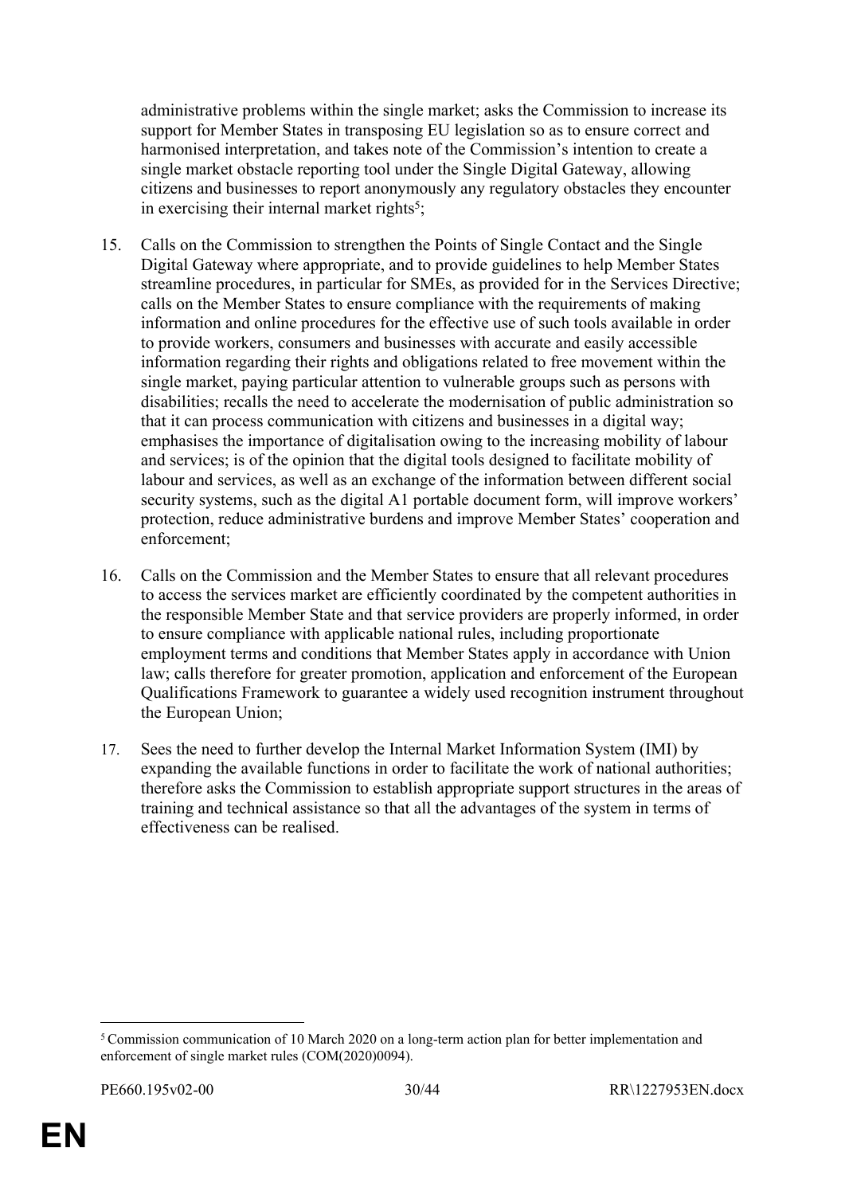administrative problems within the single market; asks the Commission to increase its support for Member States in transposing EU legislation so as to ensure correct and harmonised interpretation, and takes note of the Commission's intention to create a single market obstacle reporting tool under the Single Digital Gateway, allowing citizens and businesses to report anonymously any regulatory obstacles they encounter in exercising their internal market rights[5];

15. Calls on the Commission to strengthen the Points of Single Contact and the Single Digital Gateway where appropriate, and to provide guidelines to help Member States streamline procedures, in particular for SMEs, as provided for in the Services Directive; calls on the Member States to ensure compliance with the requirements of making information and online procedures for the effective use of such tools available in order to provide workers, consumers and businesses with accurate and easily accessible information regarding their rights and obligations related to free movement within the single market, paying particular attention to vulnerable groups such as persons with disabilities; recalls the need to accelerate the modernisation of public administration so that it can process communication with citizens and businesses in a digital way; emphasises the importance of digitalisation owing to the increasing mobility of labour and services; is of the opinion that the digital tools designed to facilitate mobility of labour and services, as well as an exchange of the information between different social security systems, such as the digital A1 portable document form, will improve workers' protection, reduce administrative burdens and improve Member States' cooperation and enforcement;

16. Calls on the Commission and the Member States to ensure that all relevant procedures to access the services market are efficiently coordinated by the competent authorities in the responsible Member State and that service providers are properly informed, in order to ensure compliance with applicable national rules, including proportionate employment terms and conditions that Member States apply in accordance with Union law; calls therefore for greater promotion, application and enforcement of the European Qualifications Framework to guarantee a widely used recognition instrument throughout the European Union;

17. Sees the need to further develop the Internal Market Information System (IMI) by expanding the available functions in order to facilitate the work of national authorities; therefore asks the Commission to establish appropriate support structures in the areas of training and technical assistance so that all the advantages of the system in terms of effectiveness can be realised.

---

[5] Commission communication of 10 March 2020 on a long-term action plan for better implementation and enforcement of single market rules (COM(2020)0094).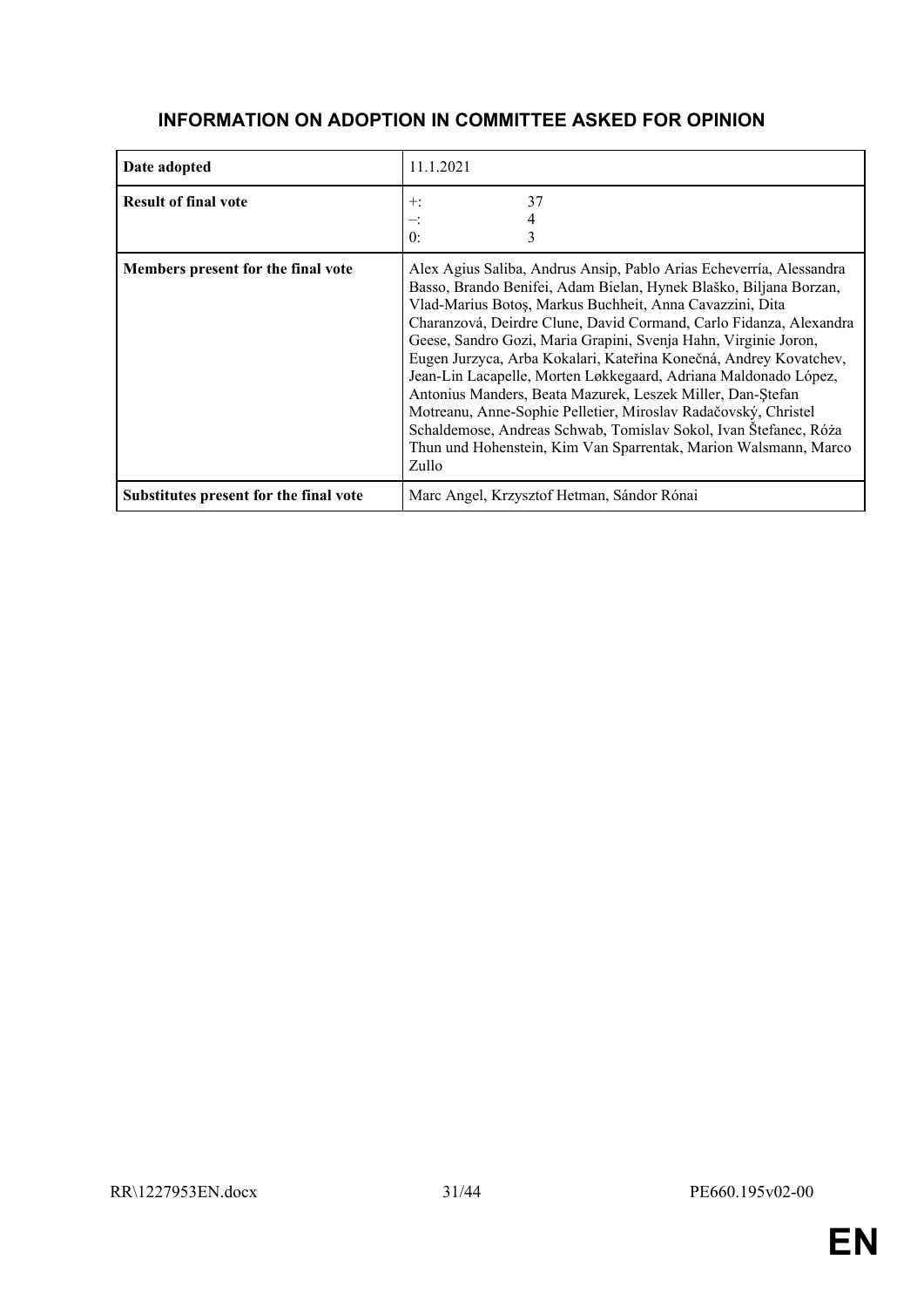## INFORMATION ON ADOPTION IN COMMITTEE ASKED FOR OPINION

| | |
|---|---|
| **Date adopted** | 11.1.2021 |
| **Result of final vote** | +: 37<br>–: 4<br>0: 3 |
| **Members present for the final vote** | Alex Agius Saliba, Andrus Ansip, Pablo Arias Echeverría, Alessandra Basso, Brando Benifei, Adam Bielan, Hynek Blaško, Biljana Borzan, Vlad-Marius Botoş, Markus Buchheit, Anna Cavazzini, Dita Charanzová, Deirdre Clune, David Cormand, Carlo Fidanza, Alexandra Geese, Sandro Gozi, Maria Grapini, Svenja Hahn, Virginie Joron, Eugen Jurzyca, Arba Kokalari, Kateřina Konečná, Andrey Kovatchev, Jean-Lin Lacapelle, Morten Løkkegaard, Adriana Maldonado López, Antonius Manders, Beata Mazurek, Leszek Miller, Dan-Ştefan Motreanu, Anne-Sophie Pelletier, Miroslav Radačovský, Christel Schaldemose, Andreas Schwab, Tomislav Sokol, Ivan Štefanec, Róża Thun und Hohenstein, Kim Van Sparrentak, Marion Walsmann, Marco Zullo |
| **Substitutes present for the final vote** | Marc Angel, Krzysztof Hetman, Sándor Rónai |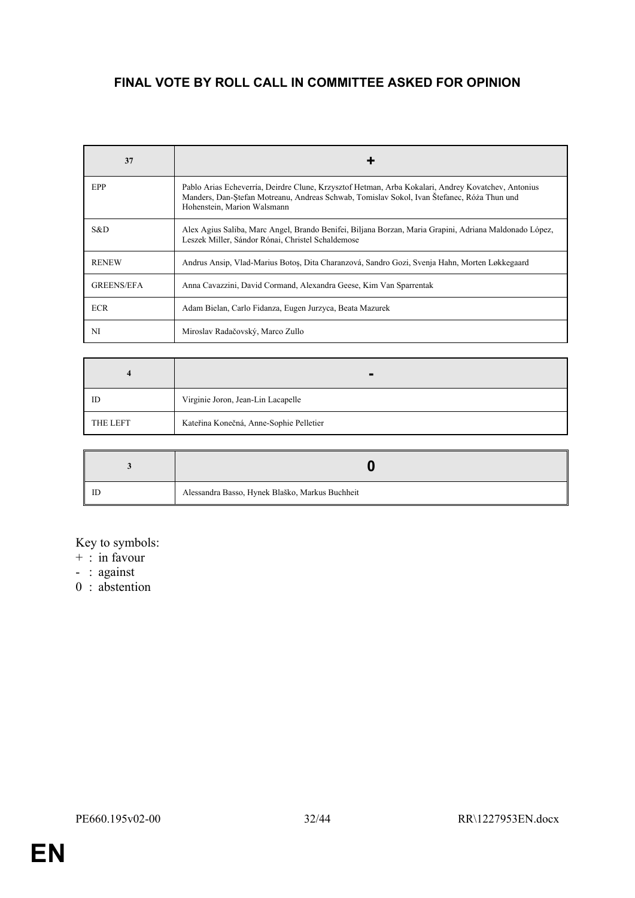**FINAL VOTE BY ROLL CALL IN COMMITTEE ASKED FOR OPINION**

| 37 | + |
|---|---|
| EPP | Pablo Arias Echeverría, Deirdre Clune, Krzysztof Hetman, Arba Kokalari, Andrey Kovatchev, Antonius Manders, Dan-Ştefan Motreanu, Andreas Schwab, Tomislav Sokol, Ivan Štefanec, Róża Thun und Hohenstein, Marion Walsmann |
| S&D | Alex Agius Saliba, Marc Angel, Brando Benifei, Biljana Borzan, Maria Grapini, Adriana Maldonado López, Leszek Miller, Sándor Rónai, Christel Schaldemose |
| RENEW | Andrus Ansip, Vlad-Marius Botoş, Dita Charanzová, Sandro Gozi, Svenja Hahn, Morten Løkkegaard |
| GREENS/EFA | Anna Cavazzini, David Cormand, Alexandra Geese, Kim Van Sparrentak |
| ECR | Adam Bielan, Carlo Fidanza, Eugen Jurzyca, Beata Mazurek |
| NI | Miroslav Radačovský, Marco Zullo |

| 4 | - |
|---|---|
| ID | Virginie Joron, Jean-Lin Lacapelle |
| THE LEFT | Kateřina Konečná, Anne-Sophie Pelletier |

| 3 | 0 |
|---|---|
| ID | Alessandra Basso, Hynek Blaško, Markus Buchheit |

Key to symbols:
+ : in favour
- : against
0 : abstention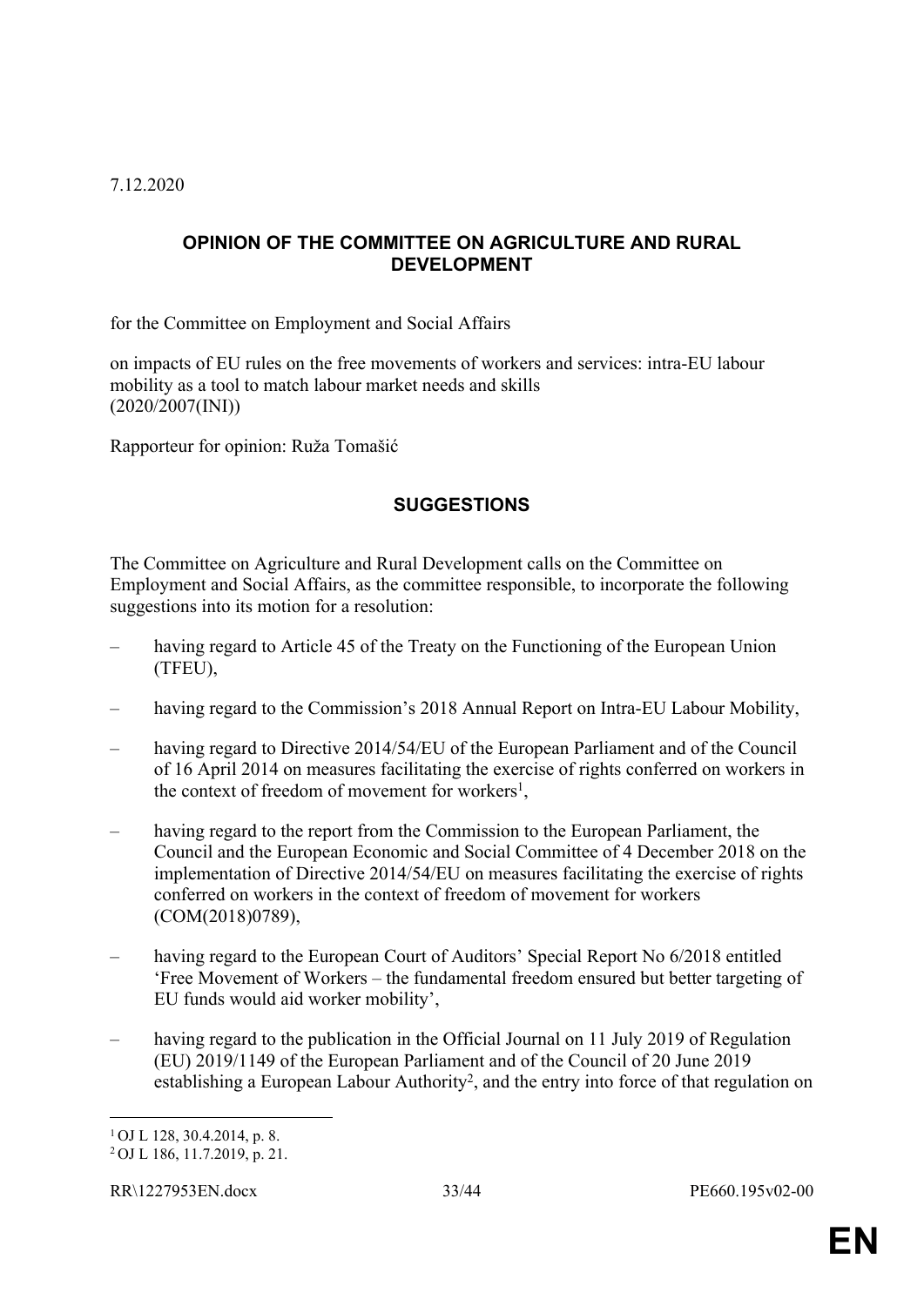7.12.2020

## OPINION OF THE COMMITTEE ON AGRICULTURE AND RURAL DEVELOPMENT

for the Committee on Employment and Social Affairs

on impacts of EU rules on the free movements of workers and services: intra-EU labour mobility as a tool to match labour market needs and skills
(2020/2007(INI))

Rapporteur for opinion: Ruža Tomašić

## SUGGESTIONS

The Committee on Agriculture and Rural Development calls on the Committee on Employment and Social Affairs, as the committee responsible, to incorporate the following suggestions into its motion for a resolution:

– having regard to Article 45 of the Treaty on the Functioning of the European Union (TFEU),

– having regard to the Commission's 2018 Annual Report on Intra-EU Labour Mobility,

– having regard to Directive 2014/54/EU of the European Parliament and of the Council of 16 April 2014 on measures facilitating the exercise of rights conferred on workers in the context of freedom of movement for workers[1],

– having regard to the report from the Commission to the European Parliament, the Council and the European Economic and Social Committee of 4 December 2018 on the implementation of Directive 2014/54/EU on measures facilitating the exercise of rights conferred on workers in the context of freedom of movement for workers (COM(2018)0789),

– having regard to the European Court of Auditors' Special Report No 6/2018 entitled 'Free Movement of Workers – the fundamental freedom ensured but better targeting of EU funds would aid worker mobility',

– having regard to the publication in the Official Journal on 11 July 2019 of Regulation (EU) 2019/1149 of the European Parliament and of the Council of 20 June 2019 establishing a European Labour Authority[2], and the entry into force of that regulation on

---

[1] OJ L 128, 30.4.2014, p. 8.
[2] OJ L 186, 11.7.2019, p. 21.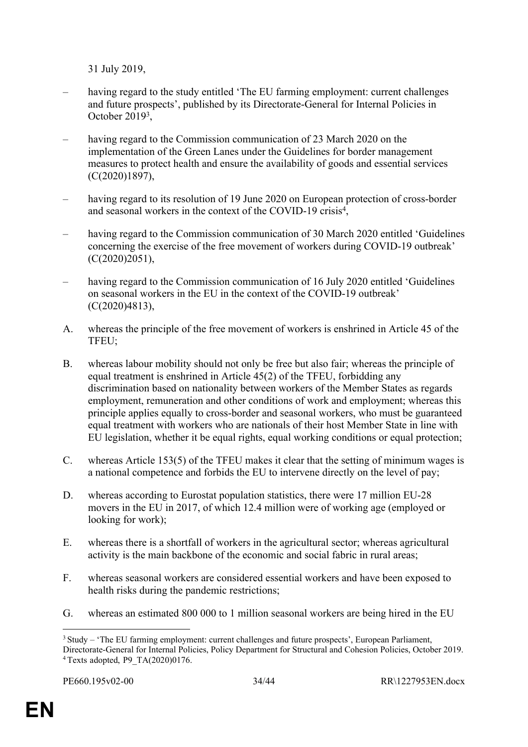31 July 2019,

– having regard to the study entitled 'The EU farming employment: current challenges and future prospects', published by its Directorate-General for Internal Policies in October 2019[3],

– having regard to the Commission communication of 23 March 2020 on the implementation of the Green Lanes under the Guidelines for border management measures to protect health and ensure the availability of goods and essential services (C(2020)1897),

– having regard to its resolution of 19 June 2020 on European protection of cross-border and seasonal workers in the context of the COVID-19 crisis[4],

– having regard to the Commission communication of 30 March 2020 entitled 'Guidelines concerning the exercise of the free movement of workers during COVID-19 outbreak' (C(2020)2051),

– having regard to the Commission communication of 16 July 2020 entitled 'Guidelines on seasonal workers in the EU in the context of the COVID-19 outbreak' (C(2020)4813),

A. whereas the principle of the free movement of workers is enshrined in Article 45 of the TFEU;

B. whereas labour mobility should not only be free but also fair; whereas the principle of equal treatment is enshrined in Article 45(2) of the TFEU, forbidding any discrimination based on nationality between workers of the Member States as regards employment, remuneration and other conditions of work and employment; whereas this principle applies equally to cross-border and seasonal workers, who must be guaranteed equal treatment with workers who are nationals of their host Member State in line with EU legislation, whether it be equal rights, equal working conditions or equal protection;

C. whereas Article 153(5) of the TFEU makes it clear that the setting of minimum wages is a national competence and forbids the EU to intervene directly on the level of pay;

D. whereas according to Eurostat population statistics, there were 17 million EU-28 movers in the EU in 2017, of which 12.4 million were of working age (employed or looking for work);

E. whereas there is a shortfall of workers in the agricultural sector; whereas agricultural activity is the main backbone of the economic and social fabric in rural areas;

F. whereas seasonal workers are considered essential workers and have been exposed to health risks during the pandemic restrictions;

G. whereas an estimated 800 000 to 1 million seasonal workers are being hired in the EU

---

[3] Study – 'The EU farming employment: current challenges and future prospects', European Parliament, Directorate-General for Internal Policies, Policy Department for Structural and Cohesion Policies, October 2019.
[4] Texts adopted, P9_TA(2020)0176.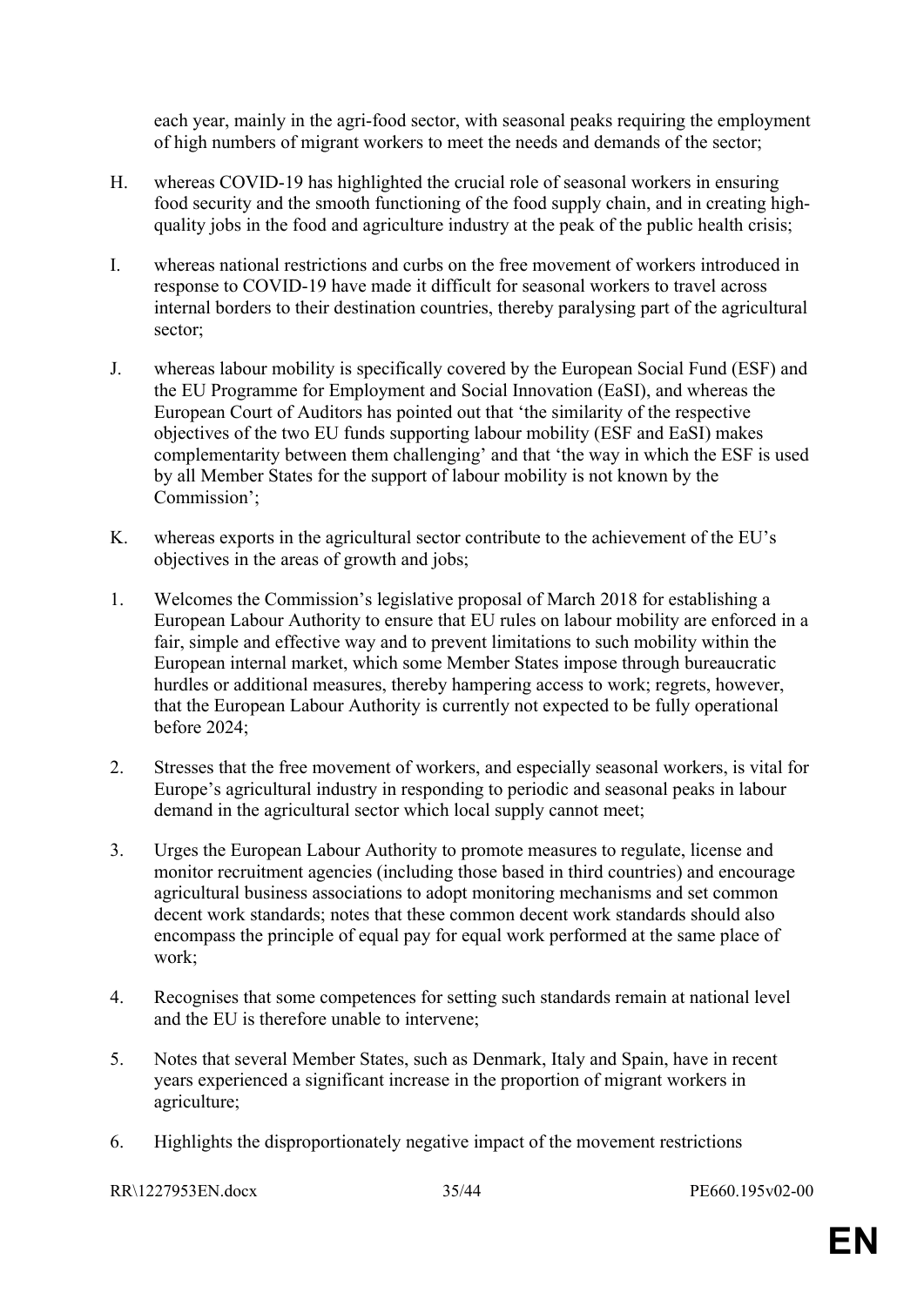each year, mainly in the agri-food sector, with seasonal peaks requiring the employment of high numbers of migrant workers to meet the needs and demands of the sector;

H. whereas COVID-19 has highlighted the crucial role of seasonal workers in ensuring food security and the smooth functioning of the food supply chain, and in creating high-quality jobs in the food and agriculture industry at the peak of the public health crisis;

I. whereas national restrictions and curbs on the free movement of workers introduced in response to COVID-19 have made it difficult for seasonal workers to travel across internal borders to their destination countries, thereby paralysing part of the agricultural sector;

J. whereas labour mobility is specifically covered by the European Social Fund (ESF) and the EU Programme for Employment and Social Innovation (EaSI), and whereas the European Court of Auditors has pointed out that 'the similarity of the respective objectives of the two EU funds supporting labour mobility (ESF and EaSI) makes complementarity between them challenging' and that 'the way in which the ESF is used by all Member States for the support of labour mobility is not known by the Commission';

K. whereas exports in the agricultural sector contribute to the achievement of the EU's objectives in the areas of growth and jobs;

1. Welcomes the Commission's legislative proposal of March 2018 for establishing a European Labour Authority to ensure that EU rules on labour mobility are enforced in a fair, simple and effective way and to prevent limitations to such mobility within the European internal market, which some Member States impose through bureaucratic hurdles or additional measures, thereby hampering access to work; regrets, however, that the European Labour Authority is currently not expected to be fully operational before 2024;

2. Stresses that the free movement of workers, and especially seasonal workers, is vital for Europe's agricultural industry in responding to periodic and seasonal peaks in labour demand in the agricultural sector which local supply cannot meet;

3. Urges the European Labour Authority to promote measures to regulate, license and monitor recruitment agencies (including those based in third countries) and encourage agricultural business associations to adopt monitoring mechanisms and set common decent work standards; notes that these common decent work standards should also encompass the principle of equal pay for equal work performed at the same place of work;

4. Recognises that some competences for setting such standards remain at national level and the EU is therefore unable to intervene;

5. Notes that several Member States, such as Denmark, Italy and Spain, have in recent years experienced a significant increase in the proportion of migrant workers in agriculture;

6. Highlights the disproportionately negative impact of the movement restrictions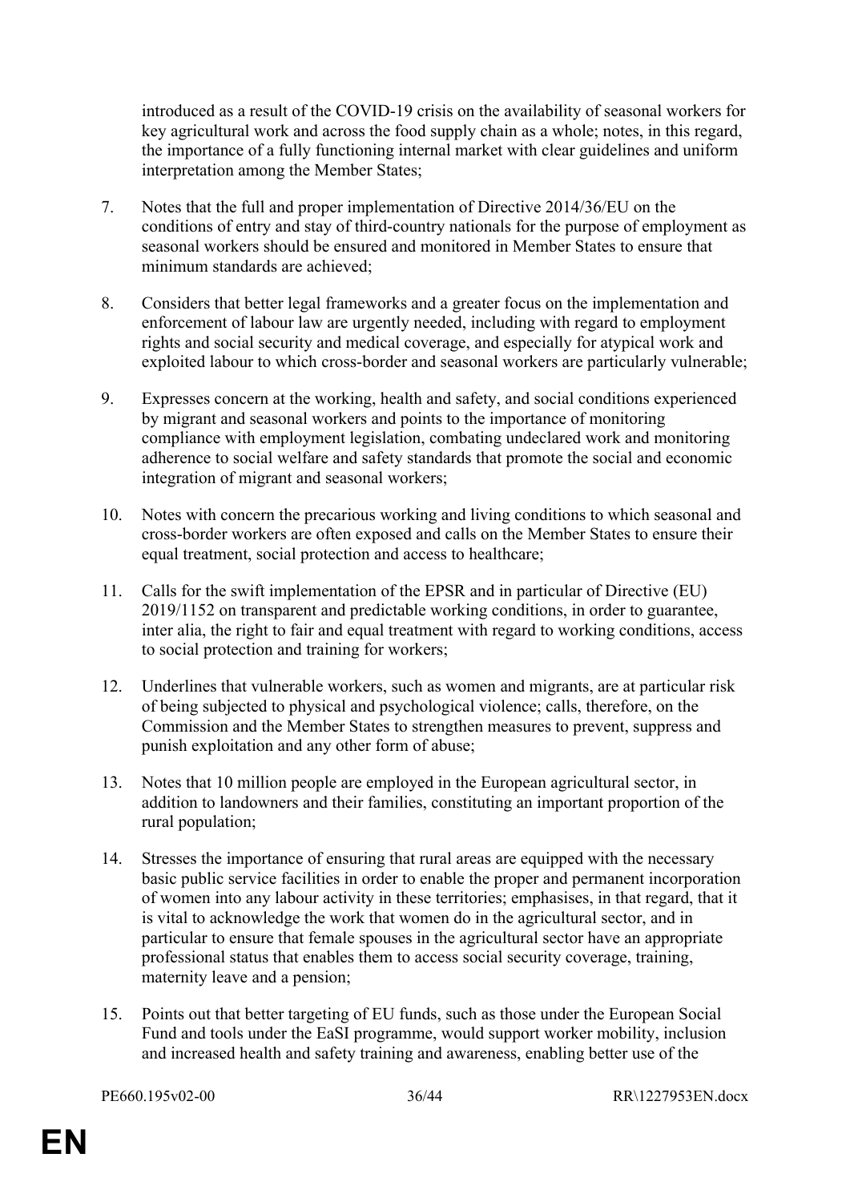introduced as a result of the COVID-19 crisis on the availability of seasonal workers for key agricultural work and across the food supply chain as a whole; notes, in this regard, the importance of a fully functioning internal market with clear guidelines and uniform interpretation among the Member States;

7. Notes that the full and proper implementation of Directive 2014/36/EU on the conditions of entry and stay of third-country nationals for the purpose of employment as seasonal workers should be ensured and monitored in Member States to ensure that minimum standards are achieved;

8. Considers that better legal frameworks and a greater focus on the implementation and enforcement of labour law are urgently needed, including with regard to employment rights and social security and medical coverage, and especially for atypical work and exploited labour to which cross-border and seasonal workers are particularly vulnerable;

9. Expresses concern at the working, health and safety, and social conditions experienced by migrant and seasonal workers and points to the importance of monitoring compliance with employment legislation, combating undeclared work and monitoring adherence to social welfare and safety standards that promote the social and economic integration of migrant and seasonal workers;

10. Notes with concern the precarious working and living conditions to which seasonal and cross-border workers are often exposed and calls on the Member States to ensure their equal treatment, social protection and access to healthcare;

11. Calls for the swift implementation of the EPSR and in particular of Directive (EU) 2019/1152 on transparent and predictable working conditions, in order to guarantee, inter alia, the right to fair and equal treatment with regard to working conditions, access to social protection and training for workers;

12. Underlines that vulnerable workers, such as women and migrants, are at particular risk of being subjected to physical and psychological violence; calls, therefore, on the Commission and the Member States to strengthen measures to prevent, suppress and punish exploitation and any other form of abuse;

13. Notes that 10 million people are employed in the European agricultural sector, in addition to landowners and their families, constituting an important proportion of the rural population;

14. Stresses the importance of ensuring that rural areas are equipped with the necessary basic public service facilities in order to enable the proper and permanent incorporation of women into any labour activity in these territories; emphasises, in that regard, that it is vital to acknowledge the work that women do in the agricultural sector, and in particular to ensure that female spouses in the agricultural sector have an appropriate professional status that enables them to access social security coverage, training, maternity leave and a pension;

15. Points out that better targeting of EU funds, such as those under the European Social Fund and tools under the EaSI programme, would support worker mobility, inclusion and increased health and safety training and awareness, enabling better use of the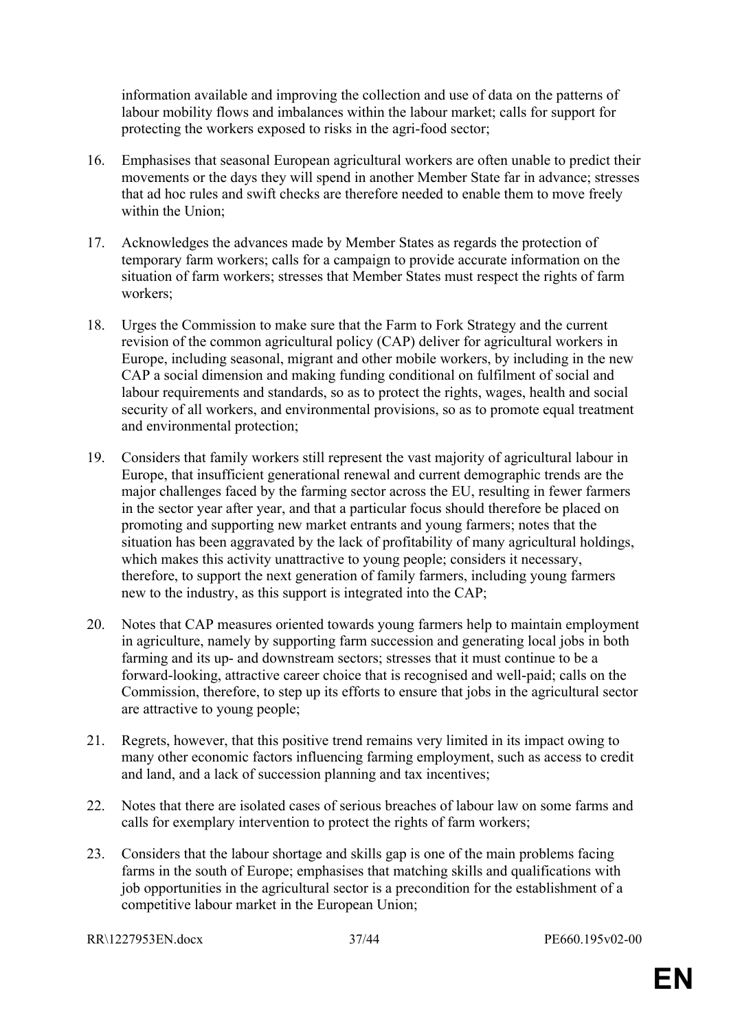information available and improving the collection and use of data on the patterns of labour mobility flows and imbalances within the labour market; calls for support for protecting the workers exposed to risks in the agri-food sector;

16. Emphasises that seasonal European agricultural workers are often unable to predict their movements or the days they will spend in another Member State far in advance; stresses that ad hoc rules and swift checks are therefore needed to enable them to move freely within the Union;

17. Acknowledges the advances made by Member States as regards the protection of temporary farm workers; calls for a campaign to provide accurate information on the situation of farm workers; stresses that Member States must respect the rights of farm workers;

18. Urges the Commission to make sure that the Farm to Fork Strategy and the current revision of the common agricultural policy (CAP) deliver for agricultural workers in Europe, including seasonal, migrant and other mobile workers, by including in the new CAP a social dimension and making funding conditional on fulfilment of social and labour requirements and standards, so as to protect the rights, wages, health and social security of all workers, and environmental provisions, so as to promote equal treatment and environmental protection;

19. Considers that family workers still represent the vast majority of agricultural labour in Europe, that insufficient generational renewal and current demographic trends are the major challenges faced by the farming sector across the EU, resulting in fewer farmers in the sector year after year, and that a particular focus should therefore be placed on promoting and supporting new market entrants and young farmers; notes that the situation has been aggravated by the lack of profitability of many agricultural holdings, which makes this activity unattractive to young people; considers it necessary, therefore, to support the next generation of family farmers, including young farmers new to the industry, as this support is integrated into the CAP;

20. Notes that CAP measures oriented towards young farmers help to maintain employment in agriculture, namely by supporting farm succession and generating local jobs in both farming and its up- and downstream sectors; stresses that it must continue to be a forward-looking, attractive career choice that is recognised and well-paid; calls on the Commission, therefore, to step up its efforts to ensure that jobs in the agricultural sector are attractive to young people;

21. Regrets, however, that this positive trend remains very limited in its impact owing to many other economic factors influencing farming employment, such as access to credit and land, and a lack of succession planning and tax incentives;

22. Notes that there are isolated cases of serious breaches of labour law on some farms and calls for exemplary intervention to protect the rights of farm workers;

23. Considers that the labour shortage and skills gap is one of the main problems facing farms in the south of Europe; emphasises that matching skills and qualifications with job opportunities in the agricultural sector is a precondition for the establishment of a competitive labour market in the European Union;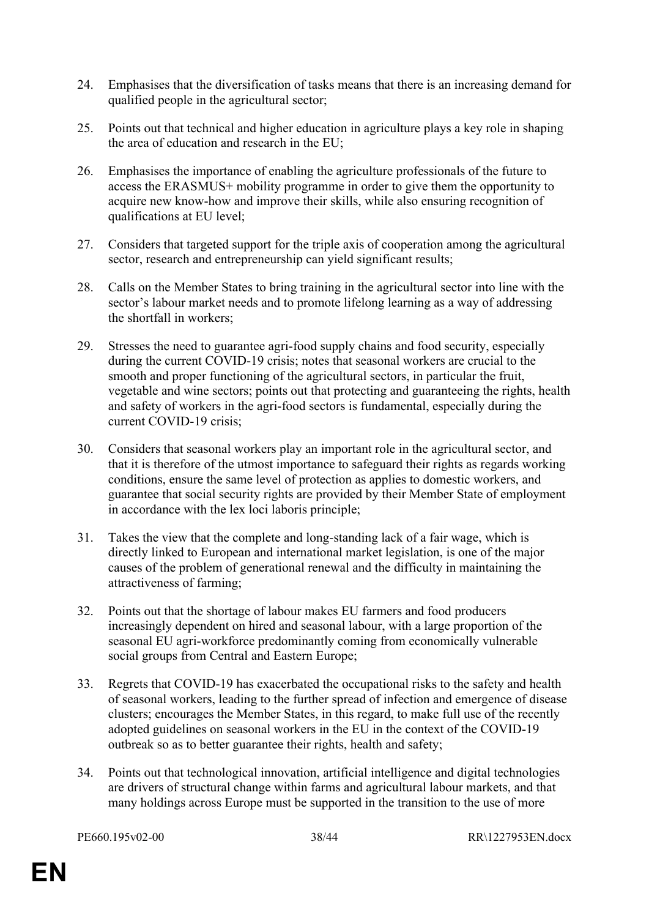24. Emphasises that the diversification of tasks means that there is an increasing demand for qualified people in the agricultural sector;

25. Points out that technical and higher education in agriculture plays a key role in shaping the area of education and research in the EU;

26. Emphasises the importance of enabling the agriculture professionals of the future to access the ERASMUS+ mobility programme in order to give them the opportunity to acquire new know-how and improve their skills, while also ensuring recognition of qualifications at EU level;

27. Considers that targeted support for the triple axis of cooperation among the agricultural sector, research and entrepreneurship can yield significant results;

28. Calls on the Member States to bring training in the agricultural sector into line with the sector's labour market needs and to promote lifelong learning as a way of addressing the shortfall in workers;

29. Stresses the need to guarantee agri-food supply chains and food security, especially during the current COVID-19 crisis; notes that seasonal workers are crucial to the smooth and proper functioning of the agricultural sectors, in particular the fruit, vegetable and wine sectors; points out that protecting and guaranteeing the rights, health and safety of workers in the agri-food sectors is fundamental, especially during the current COVID-19 crisis;

30. Considers that seasonal workers play an important role in the agricultural sector, and that it is therefore of the utmost importance to safeguard their rights as regards working conditions, ensure the same level of protection as applies to domestic workers, and guarantee that social security rights are provided by their Member State of employment in accordance with the lex loci laboris principle;

31. Takes the view that the complete and long-standing lack of a fair wage, which is directly linked to European and international market legislation, is one of the major causes of the problem of generational renewal and the difficulty in maintaining the attractiveness of farming;

32. Points out that the shortage of labour makes EU farmers and food producers increasingly dependent on hired and seasonal labour, with a large proportion of the seasonal EU agri-workforce predominantly coming from economically vulnerable social groups from Central and Eastern Europe;

33. Regrets that COVID-19 has exacerbated the occupational risks to the safety and health of seasonal workers, leading to the further spread of infection and emergence of disease clusters; encourages the Member States, in this regard, to make full use of the recently adopted guidelines on seasonal workers in the EU in the context of the COVID-19 outbreak so as to better guarantee their rights, health and safety;

34. Points out that technological innovation, artificial intelligence and digital technologies are drivers of structural change within farms and agricultural labour markets, and that many holdings across Europe must be supported in the transition to the use of more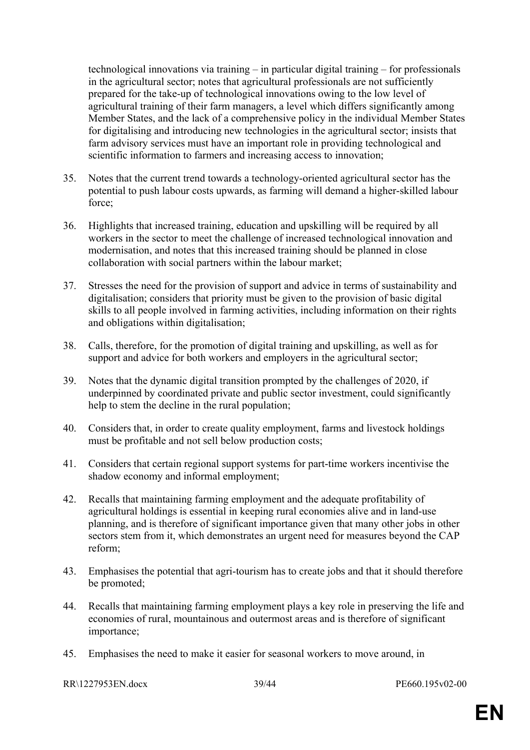technological innovations via training – in particular digital training – for professionals in the agricultural sector; notes that agricultural professionals are not sufficiently prepared for the take-up of technological innovations owing to the low level of agricultural training of their farm managers, a level which differs significantly among Member States, and the lack of a comprehensive policy in the individual Member States for digitalising and introducing new technologies in the agricultural sector; insists that farm advisory services must have an important role in providing technological and scientific information to farmers and increasing access to innovation;

35. Notes that the current trend towards a technology-oriented agricultural sector has the potential to push labour costs upwards, as farming will demand a higher-skilled labour force;

36. Highlights that increased training, education and upskilling will be required by all workers in the sector to meet the challenge of increased technological innovation and modernisation, and notes that this increased training should be planned in close collaboration with social partners within the labour market;

37. Stresses the need for the provision of support and advice in terms of sustainability and digitalisation; considers that priority must be given to the provision of basic digital skills to all people involved in farming activities, including information on their rights and obligations within digitalisation;

38. Calls, therefore, for the promotion of digital training and upskilling, as well as for support and advice for both workers and employers in the agricultural sector;

39. Notes that the dynamic digital transition prompted by the challenges of 2020, if underpinned by coordinated private and public sector investment, could significantly help to stem the decline in the rural population;

40. Considers that, in order to create quality employment, farms and livestock holdings must be profitable and not sell below production costs;

41. Considers that certain regional support systems for part-time workers incentivise the shadow economy and informal employment;

42. Recalls that maintaining farming employment and the adequate profitability of agricultural holdings is essential in keeping rural economies alive and in land-use planning, and is therefore of significant importance given that many other jobs in other sectors stem from it, which demonstrates an urgent need for measures beyond the CAP reform;

43. Emphasises the potential that agri-tourism has to create jobs and that it should therefore be promoted;

44. Recalls that maintaining farming employment plays a key role in preserving the life and economies of rural, mountainous and outermost areas and is therefore of significant importance;

45. Emphasises the need to make it easier for seasonal workers to move around, in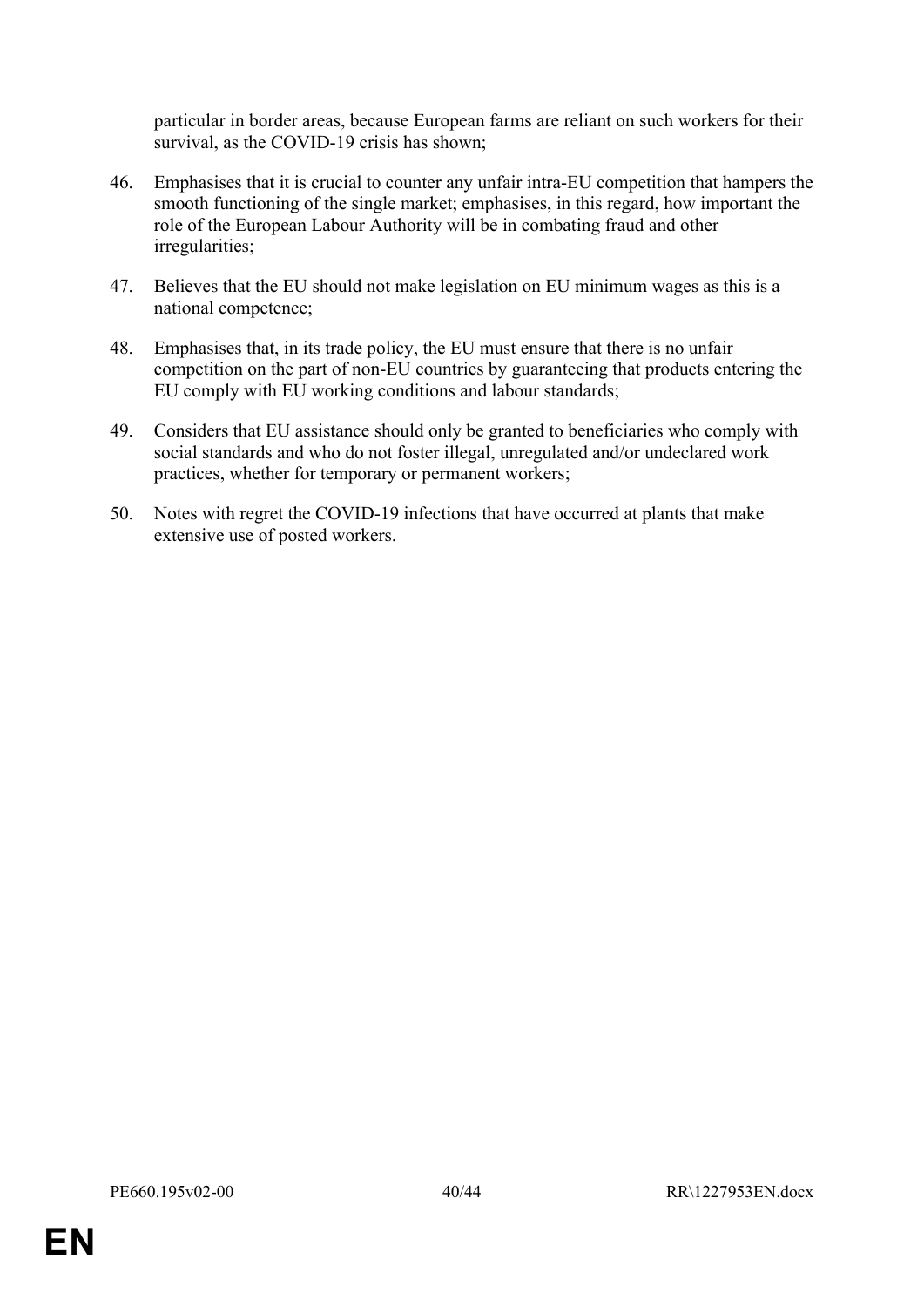particular in border areas, because European farms are reliant on such workers for their survival, as the COVID-19 crisis has shown;

46. Emphasises that it is crucial to counter any unfair intra-EU competition that hampers the smooth functioning of the single market; emphasises, in this regard, how important the role of the European Labour Authority will be in combating fraud and other irregularities;

47. Believes that the EU should not make legislation on EU minimum wages as this is a national competence;

48. Emphasises that, in its trade policy, the EU must ensure that there is no unfair competition on the part of non-EU countries by guaranteeing that products entering the EU comply with EU working conditions and labour standards;

49. Considers that EU assistance should only be granted to beneficiaries who comply with social standards and who do not foster illegal, unregulated and/or undeclared work practices, whether for temporary or permanent workers;

50. Notes with regret the COVID-19 infections that have occurred at plants that make extensive use of posted workers.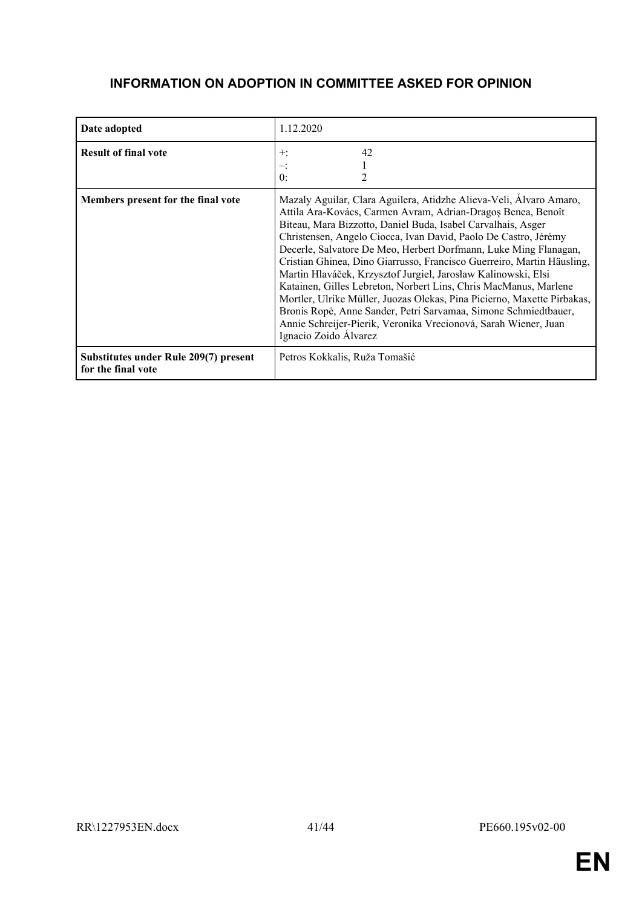## INFORMATION ON ADOPTION IN COMMITTEE ASKED FOR OPINION

| | |
|---|---|
| **Date adopted** | 1.12.2020 |
| **Result of final vote** | +: 42<br>–: 1<br>0: 2 |
| **Members present for the final vote** | Mazaly Aguilar, Clara Aguilera, Atidzhe Alieva-Veli, Álvaro Amaro, Attila Ara-Kovács, Carmen Avram, Adrian-Dragoş Benea, Benoît Biteau, Mara Bizzotto, Daniel Buda, Isabel Carvalhais, Asger Christensen, Angelo Ciocca, Ivan David, Paolo De Castro, Jérémy Decerle, Salvatore De Meo, Herbert Dorfmann, Luke Ming Flanagan, Cristian Ghinea, Dino Giarrusso, Francisco Guerreiro, Martin Häusling, Martin Hlaváček, Krzysztof Jurgiel, Jarosław Kalinowski, Elsi Katainen, Gilles Lebreton, Norbert Lins, Chris MacManus, Marlene Mortler, Ulrike Müller, Juozas Olekas, Pina Picierno, Maxette Pirbakas, Bronis Ropė, Anne Sander, Petri Sarvamaa, Simone Schmiedtbauer, Annie Schreijer-Pierik, Veronika Vrecionová, Sarah Wiener, Juan Ignacio Zoido Álvarez |
| **Substitutes under Rule 209(7) present for the final vote** | Petros Kokkalis, Ruža Tomašić |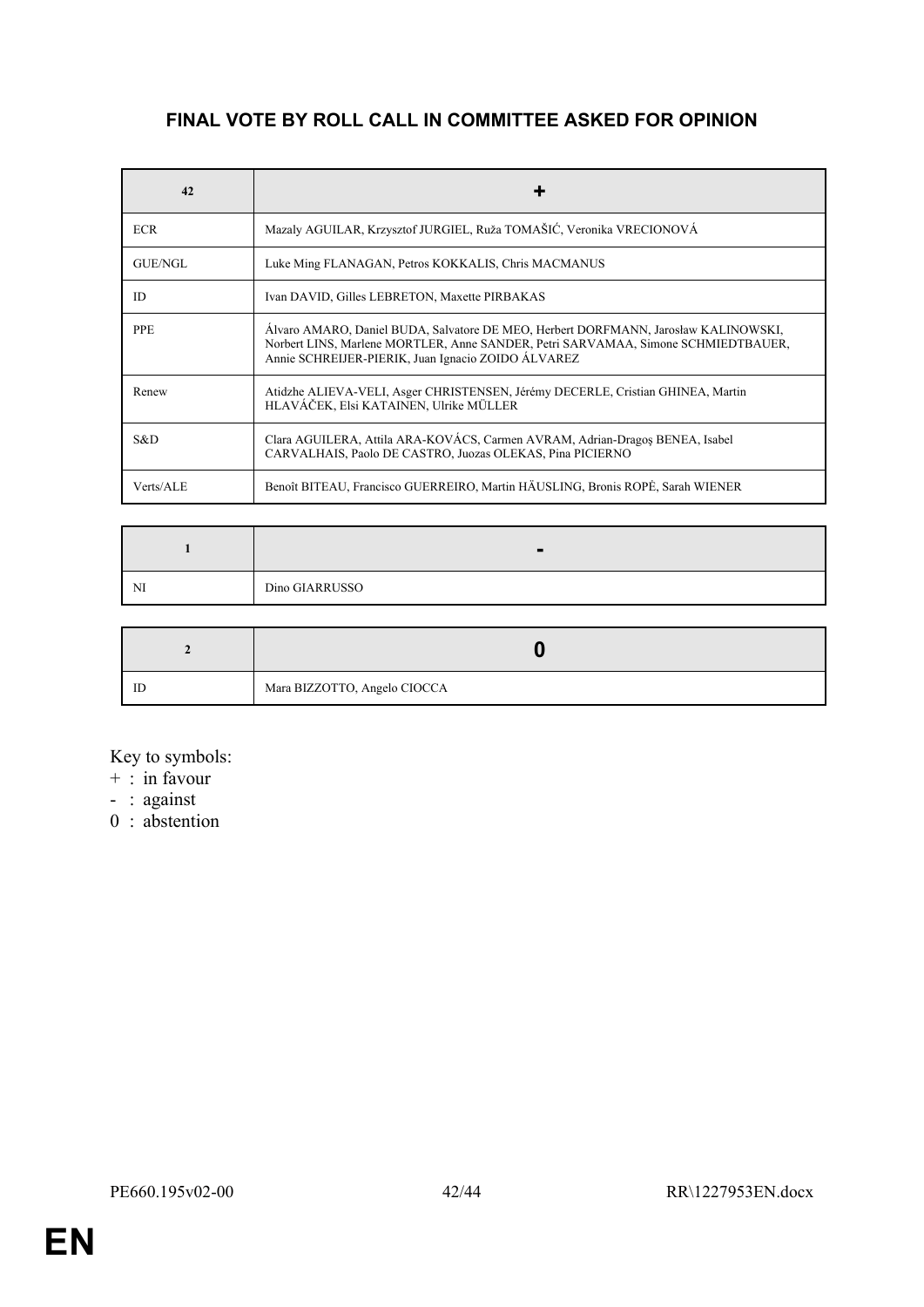## FINAL VOTE BY ROLL CALL IN COMMITTEE ASKED FOR OPINION

| 42 | + |
|---|---|
| ECR | Mazaly AGUILAR, Krzysztof JURGIEL, Ruža TOMAŠIĆ, Veronika VRECIONOVÁ |
| GUE/NGL | Luke Ming FLANAGAN, Petros KOKKALIS, Chris MACMANUS |
| ID | Ivan DAVID, Gilles LEBRETON, Maxette PIRBAKAS |
| PPE | Álvaro AMARO, Daniel BUDA, Salvatore DE MEO, Herbert DORFMANN, Jarosław KALINOWSKI, Norbert LINS, Marlene MORTLER, Anne SANDER, Petri SARVAMAA, Simone SCHMIEDTBAUER, Annie SCHREIJER-PIERIK, Juan Ignacio ZOIDO ÁLVAREZ |
| Renew | Atidzhe ALIEVA-VELI, Asger CHRISTENSEN, Jérémy DECERLE, Cristian GHINEA, Martin HLAVÁČEK, Elsi KATAINEN, Ulrike MÜLLER |
| S&D | Clara AGUILERA, Attila ARA-KOVÁCS, Carmen AVRAM, Adrian-Dragoş BENEA, Isabel CARVALHAIS, Paolo DE CASTRO, Juozas OLEKAS, Pina PICIERNO |
| Verts/ALE | Benoît BITEAU, Francisco GUERREIRO, Martin HÄUSLING, Bronis ROPĖ, Sarah WIENER |

| 1 | - |
|---|---|
| NI | Dino GIARRUSSO |

| 2 | 0 |
|---|---|
| ID | Mara BIZZOTTO, Angelo CIOCCA |

Key to symbols:
+ : in favour
- : against
0 : abstention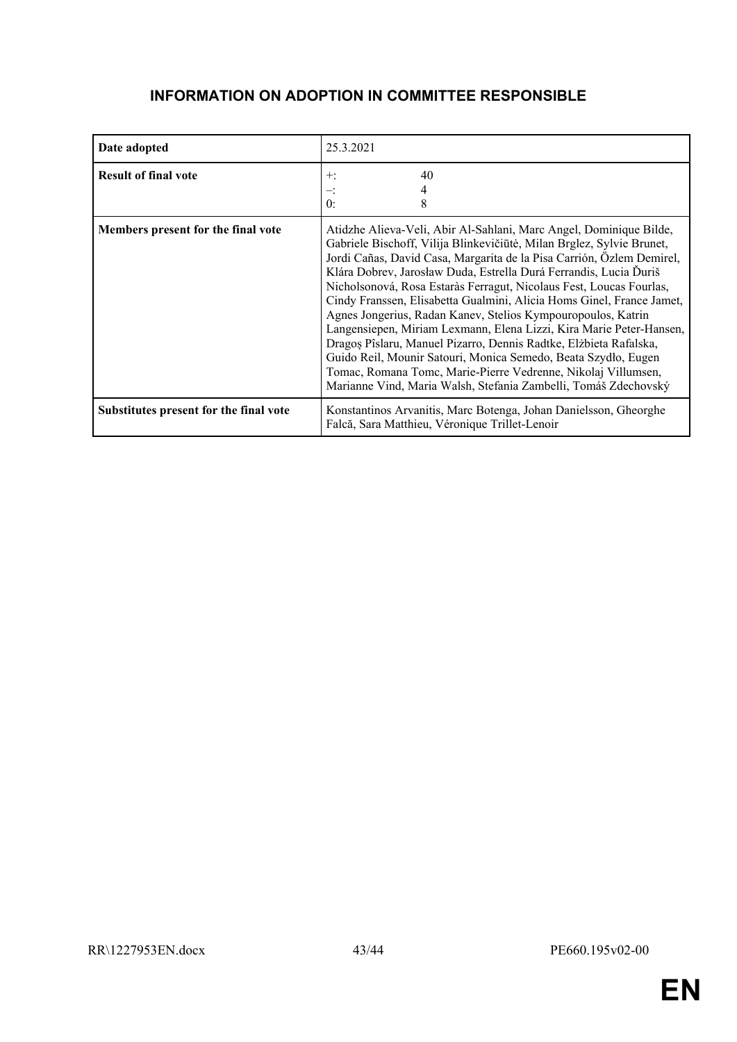## INFORMATION ON ADOPTION IN COMMITTEE RESPONSIBLE

| | |
|---|---|
| **Date adopted** | 25.3.2021 |
| **Result of final vote** | +: 40<br>–: 4<br>0: 8 |
| **Members present for the final vote** | Atidzhe Alieva-Veli, Abir Al-Sahlani, Marc Angel, Dominique Bilde, Gabriele Bischoff, Vilija Blinkevičiūtė, Milan Brglez, Sylvie Brunet, Jordi Cañas, David Casa, Margarita de la Pisa Carrión, Özlem Demirel, Klára Dobrev, Jarosław Duda, Estrella Durá Ferrandis, Lucia Ďuriš Nicholsonová, Rosa Estaràs Ferragut, Nicolaus Fest, Loucas Fourlas, Cindy Franssen, Elisabetta Gualmini, Alicia Homs Ginel, France Jamet, Agnes Jongerius, Radan Kanev, Stelios Kympouropoulos, Katrin Langensiepen, Miriam Lexmann, Elena Lizzi, Kira Marie Peter-Hansen, Dragoş Pîslaru, Manuel Pizarro, Dennis Radtke, Elżbieta Rafalska, Guido Reil, Mounir Satouri, Monica Semedo, Beata Szydło, Eugen Tomac, Romana Tomc, Marie-Pierre Vedrenne, Nikolaj Villumsen, Marianne Vind, Maria Walsh, Stefania Zambelli, Tomáš Zdechovský |
| **Substitutes present for the final vote** | Konstantinos Arvanitis, Marc Botenga, Johan Danielsson, Gheorghe Falcă, Sara Matthieu, Véronique Trillet-Lenoir |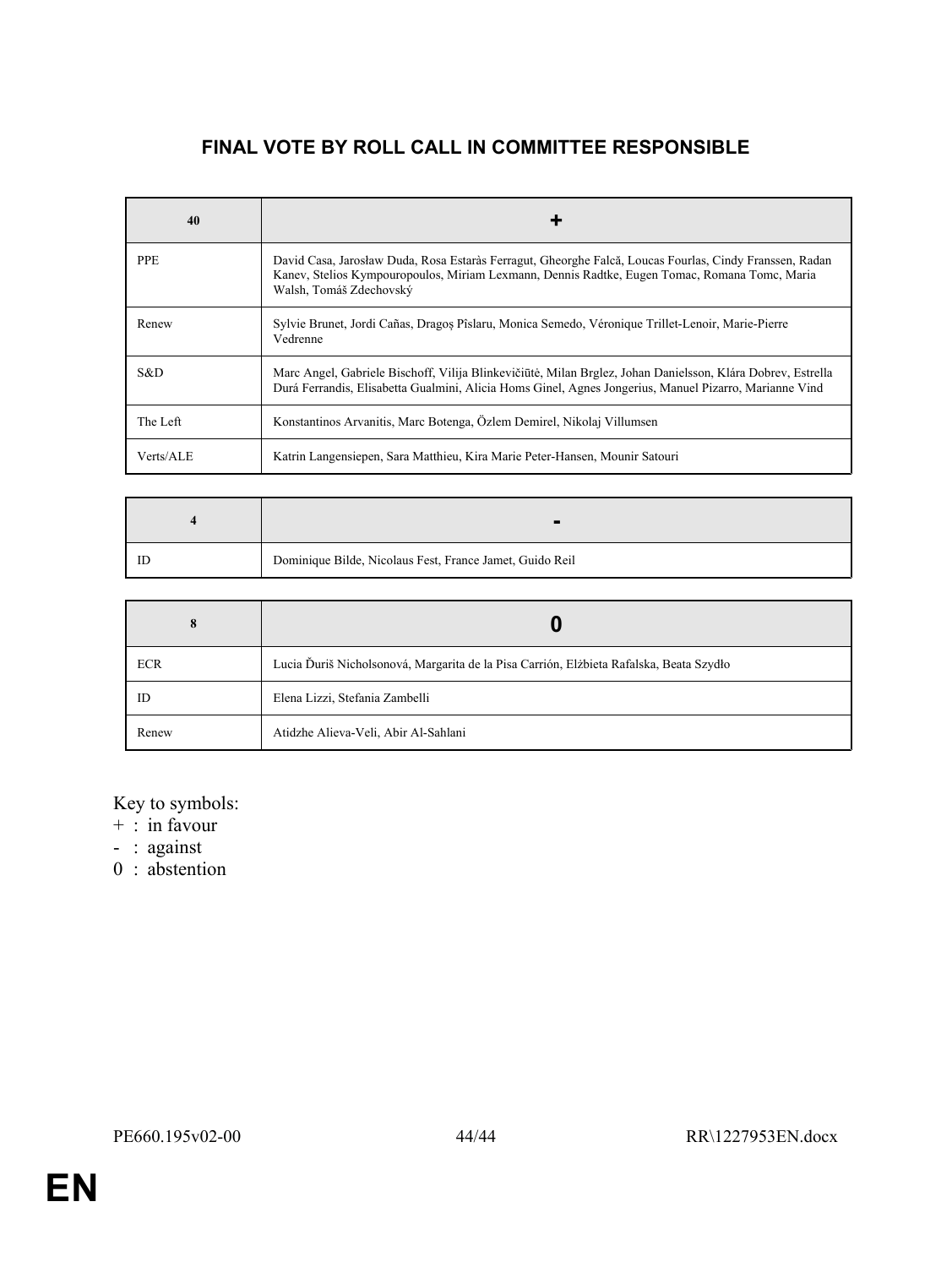## FINAL VOTE BY ROLL CALL IN COMMITTEE RESPONSIBLE

| 40 | + |
|---|---|
| PPE | David Casa, Jarosław Duda, Rosa Estaràs Ferragut, Gheorghe Falcă, Loucas Fourlas, Cindy Franssen, Radan Kanev, Stelios Kympouropoulos, Miriam Lexmann, Dennis Radtke, Eugen Tomac, Romana Tomc, Maria Walsh, Tomáš Zdechovský |
| Renew | Sylvie Brunet, Jordi Cañas, Dragoş Pîslaru, Monica Semedo, Véronique Trillet-Lenoir, Marie-Pierre Vedrenne |
| S&D | Marc Angel, Gabriele Bischoff, Vilija Blinkevičiūtė, Milan Brglez, Johan Danielsson, Klára Dobrev, Estrella Durá Ferrandis, Elisabetta Gualmini, Alicia Homs Ginel, Agnes Jongerius, Manuel Pizarro, Marianne Vind |
| The Left | Konstantinos Arvanitis, Marc Botenga, Özlem Demirel, Nikolaj Villumsen |
| Verts/ALE | Katrin Langensiepen, Sara Matthieu, Kira Marie Peter-Hansen, Mounir Satouri |

| 4 | - |
|---|---|
| ID | Dominique Bilde, Nicolaus Fest, France Jamet, Guido Reil |

| 8 | 0 |
|---|---|
| ECR | Lucia Ďuriš Nicholsonová, Margarita de la Pisa Carrión, Elżbieta Rafalska, Beata Szydło |
| ID | Elena Lizzi, Stefania Zambelli |
| Renew | Atidzhe Alieva-Veli, Abir Al-Sahlani |

Key to symbols:
+ : in favour
- : against
0 : abstention